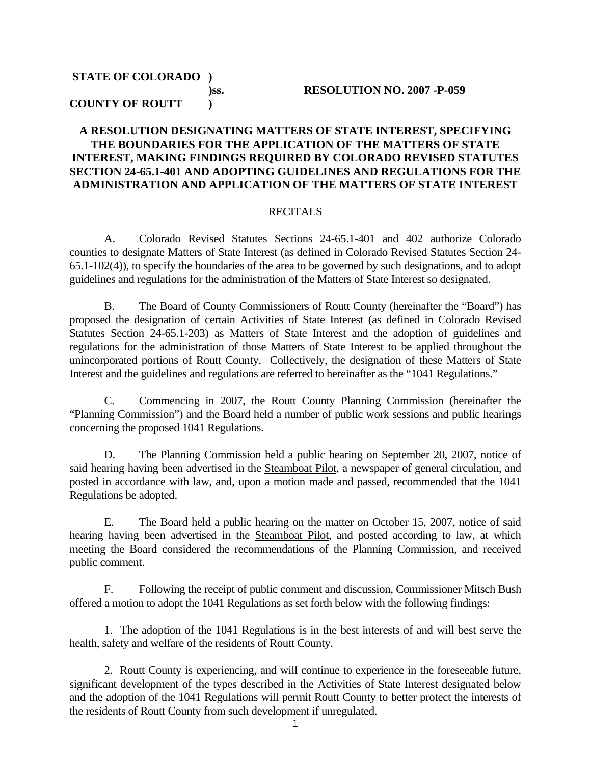**STATE OF COLORADO )**
**)ss. RESOLUTION NO. 2007 -P-059**
**COUNTY OF ROUTT )**

**A RESOLUTION DESIGNATING MATTERS OF STATE INTEREST, SPECIFYING THE BOUNDARIES FOR THE APPLICATION OF THE MATTERS OF STATE INTEREST, MAKING FINDINGS REQUIRED BY COLORADO REVISED STATUTES SECTION 24-65.1-401 AND ADOPTING GUIDELINES AND REGULATIONS FOR THE ADMINISTRATION AND APPLICATION OF THE MATTERS OF STATE INTEREST**

RECITALS

A. Colorado Revised Statutes Sections 24-65.1-401 and 402 authorize Colorado counties to designate Matters of State Interest (as defined in Colorado Revised Statutes Section 24-65.1-102(4)), to specify the boundaries of the area to be governed by such designations, and to adopt guidelines and regulations for the administration of the Matters of State Interest so designated.

B. The Board of County Commissioners of Routt County (hereinafter the "Board") has proposed the designation of certain Activities of State Interest (as defined in Colorado Revised Statutes Section 24-65.1-203) as Matters of State Interest and the adoption of guidelines and regulations for the administration of those Matters of State Interest to be applied throughout the unincorporated portions of Routt County. Collectively, the designation of these Matters of State Interest and the guidelines and regulations are referred to hereinafter as the "1041 Regulations."

C. Commencing in 2007, the Routt County Planning Commission (hereinafter the "Planning Commission") and the Board held a number of public work sessions and public hearings concerning the proposed 1041 Regulations.

D. The Planning Commission held a public hearing on September 20, 2007, notice of said hearing having been advertised in the Steamboat Pilot, a newspaper of general circulation, and posted in accordance with law, and, upon a motion made and passed, recommended that the 1041 Regulations be adopted.

E. The Board held a public hearing on the matter on October 15, 2007, notice of said hearing having been advertised in the Steamboat Pilot, and posted according to law, at which meeting the Board considered the recommendations of the Planning Commission, and received public comment.

F. Following the receipt of public comment and discussion, Commissioner Mitsch Bush offered a motion to adopt the 1041 Regulations as set forth below with the following findings:

1. The adoption of the 1041 Regulations is in the best interests of and will best serve the health, safety and welfare of the residents of Routt County.

2. Routt County is experiencing, and will continue to experience in the foreseeable future, significant development of the types described in the Activities of State Interest designated below and the adoption of the 1041 Regulations will permit Routt County to better protect the interests of the residents of Routt County from such development if unregulated.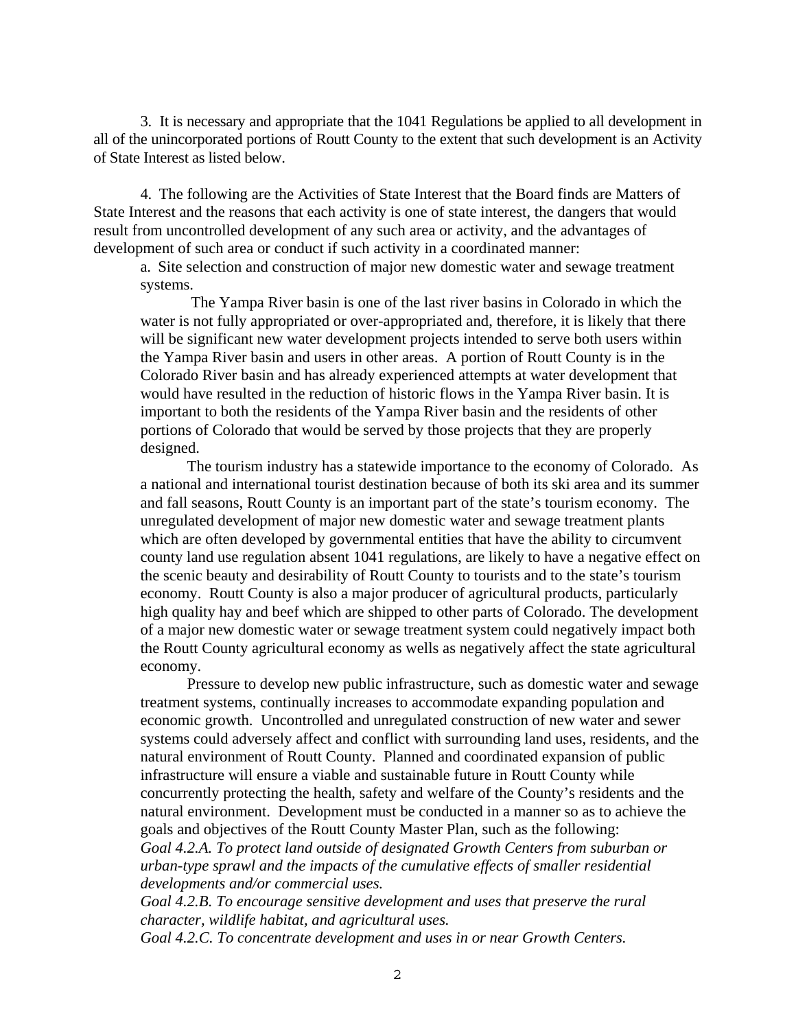3. It is necessary and appropriate that the 1041 Regulations be applied to all development in all of the unincorporated portions of Routt County to the extent that such development is an Activity of State Interest as listed below.

4. The following are the Activities of State Interest that the Board finds are Matters of State Interest and the reasons that each activity is one of state interest, the dangers that would result from uncontrolled development of any such area or activity, and the advantages of development of such area or conduct if such activity in a coordinated manner:

a. Site selection and construction of major new domestic water and sewage treatment systems.

The Yampa River basin is one of the last river basins in Colorado in which the water is not fully appropriated or over-appropriated and, therefore, it is likely that there will be significant new water development projects intended to serve both users within the Yampa River basin and users in other areas. A portion of Routt County is in the Colorado River basin and has already experienced attempts at water development that would have resulted in the reduction of historic flows in the Yampa River basin. It is important to both the residents of the Yampa River basin and the residents of other portions of Colorado that would be served by those projects that they are properly designed.

The tourism industry has a statewide importance to the economy of Colorado. As a national and international tourist destination because of both its ski area and its summer and fall seasons, Routt County is an important part of the state's tourism economy. The unregulated development of major new domestic water and sewage treatment plants which are often developed by governmental entities that have the ability to circumvent county land use regulation absent 1041 regulations, are likely to have a negative effect on the scenic beauty and desirability of Routt County to tourists and to the state's tourism economy. Routt County is also a major producer of agricultural products, particularly high quality hay and beef which are shipped to other parts of Colorado. The development of a major new domestic water or sewage treatment system could negatively impact both the Routt County agricultural economy as wells as negatively affect the state agricultural economy.

Pressure to develop new public infrastructure, such as domestic water and sewage treatment systems, continually increases to accommodate expanding population and economic growth. Uncontrolled and unregulated construction of new water and sewer systems could adversely affect and conflict with surrounding land uses, residents, and the natural environment of Routt County. Planned and coordinated expansion of public infrastructure will ensure a viable and sustainable future in Routt County while concurrently protecting the health, safety and welfare of the County's residents and the natural environment. Development must be conducted in a manner so as to achieve the goals and objectives of the Routt County Master Plan, such as the following:

*Goal 4.2.A. To protect land outside of designated Growth Centers from suburban or urban-type sprawl and the impacts of the cumulative effects of smaller residential developments and/or commercial uses.*

*Goal 4.2.B. To encourage sensitive development and uses that preserve the rural character, wildlife habitat, and agricultural uses.*

*Goal 4.2.C. To concentrate development and uses in or near Growth Centers.*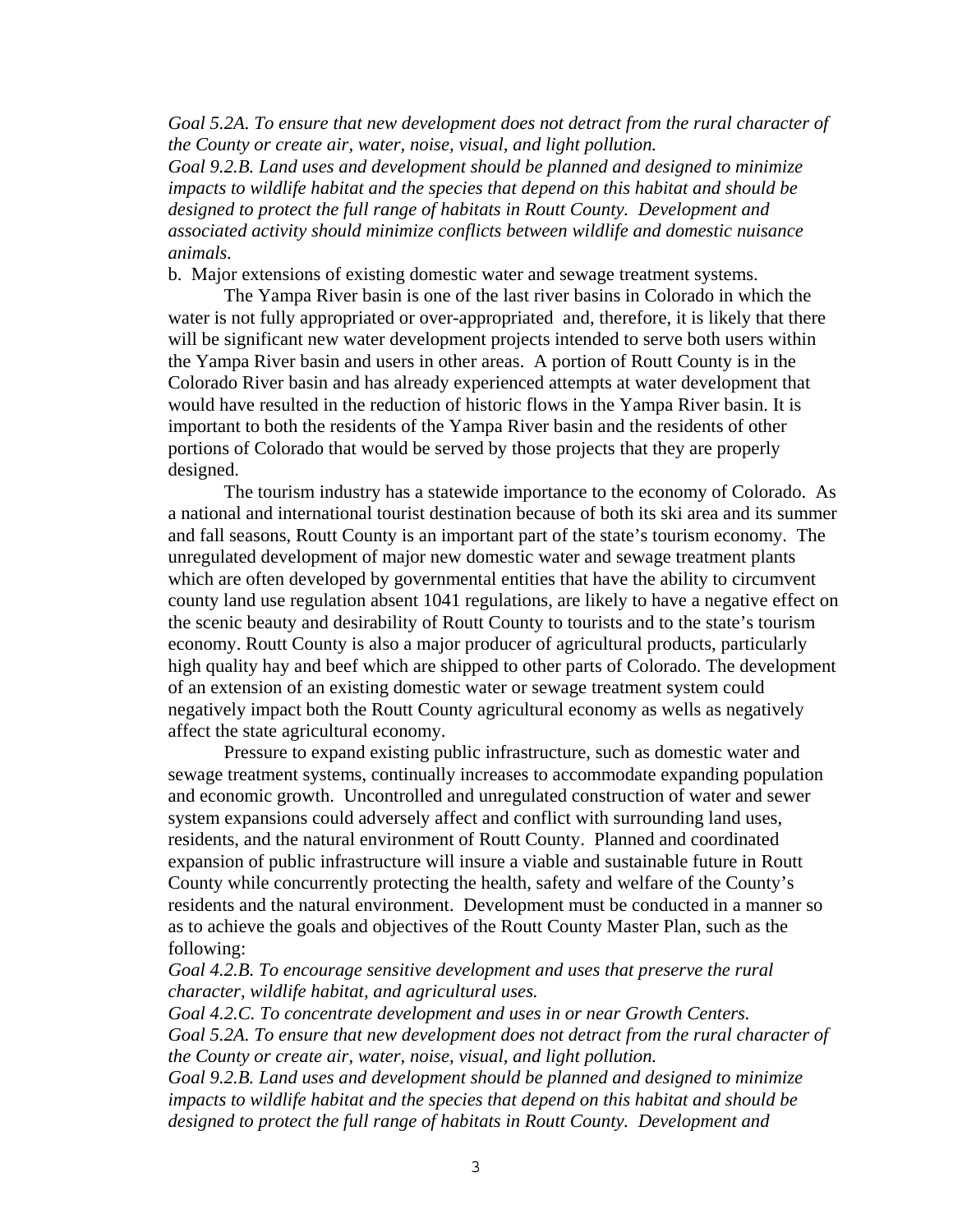*Goal 5.2A. To ensure that new development does not detract from the rural character of the County or create air, water, noise, visual, and light pollution.*
*Goal 9.2.B. Land uses and development should be planned and designed to minimize impacts to wildlife habitat and the species that depend on this habitat and should be designed to protect the full range of habitats in Routt County. Development and associated activity should minimize conflicts between wildlife and domestic nuisance animals.*

b. Major extensions of existing domestic water and sewage treatment systems.

The Yampa River basin is one of the last river basins in Colorado in which the water is not fully appropriated or over-appropriated and, therefore, it is likely that there will be significant new water development projects intended to serve both users within the Yampa River basin and users in other areas. A portion of Routt County is in the Colorado River basin and has already experienced attempts at water development that would have resulted in the reduction of historic flows in the Yampa River basin. It is important to both the residents of the Yampa River basin and the residents of other portions of Colorado that would be served by those projects that they are properly designed.

The tourism industry has a statewide importance to the economy of Colorado. As a national and international tourist destination because of both its ski area and its summer and fall seasons, Routt County is an important part of the state's tourism economy. The unregulated development of major new domestic water and sewage treatment plants which are often developed by governmental entities that have the ability to circumvent county land use regulation absent 1041 regulations, are likely to have a negative effect on the scenic beauty and desirability of Routt County to tourists and to the state's tourism economy. Routt County is also a major producer of agricultural products, particularly high quality hay and beef which are shipped to other parts of Colorado. The development of an extension of an existing domestic water or sewage treatment system could negatively impact both the Routt County agricultural economy as wells as negatively affect the state agricultural economy.

Pressure to expand existing public infrastructure, such as domestic water and sewage treatment systems, continually increases to accommodate expanding population and economic growth. Uncontrolled and unregulated construction of water and sewer system expansions could adversely affect and conflict with surrounding land uses, residents, and the natural environment of Routt County. Planned and coordinated expansion of public infrastructure will insure a viable and sustainable future in Routt County while concurrently protecting the health, safety and welfare of the County's residents and the natural environment. Development must be conducted in a manner so as to achieve the goals and objectives of the Routt County Master Plan, such as the following:

*Goal 4.2.B. To encourage sensitive development and uses that preserve the rural character, wildlife habitat, and agricultural uses.*
*Goal 4.2.C. To concentrate development and uses in or near Growth Centers.*
*Goal 5.2A. To ensure that new development does not detract from the rural character of the County or create air, water, noise, visual, and light pollution.*
*Goal 9.2.B. Land uses and development should be planned and designed to minimize impacts to wildlife habitat and the species that depend on this habitat and should be designed to protect the full range of habitats in Routt County. Development and*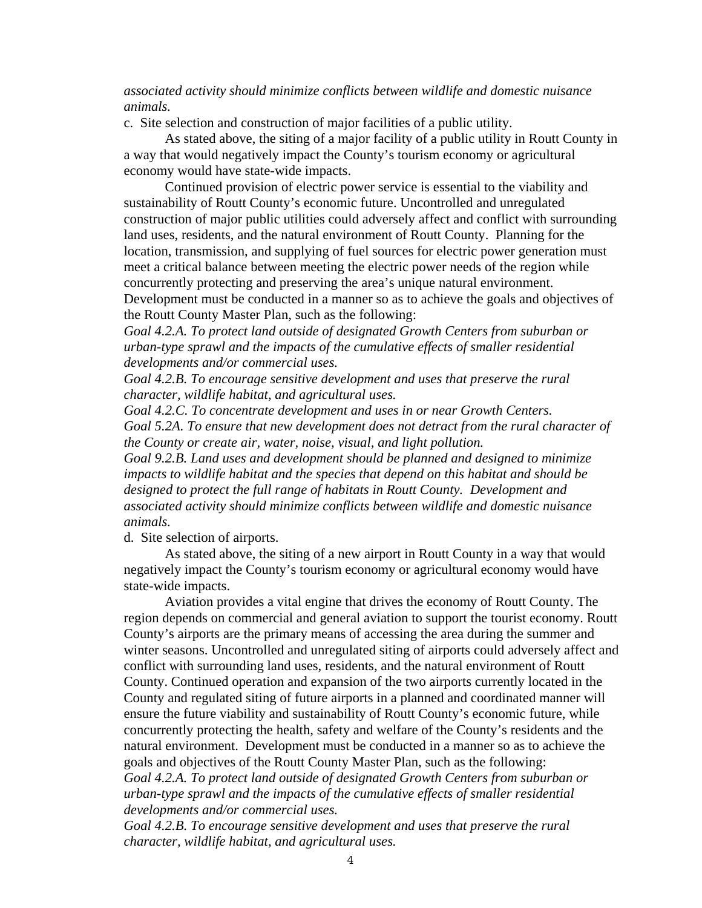*associated activity should minimize conflicts between wildlife and domestic nuisance animals.*

c. Site selection and construction of major facilities of a public utility.

As stated above, the siting of a major facility of a public utility in Routt County in a way that would negatively impact the County's tourism economy or agricultural economy would have state-wide impacts.

Continued provision of electric power service is essential to the viability and sustainability of Routt County's economic future. Uncontrolled and unregulated construction of major public utilities could adversely affect and conflict with surrounding land uses, residents, and the natural environment of Routt County. Planning for the location, transmission, and supplying of fuel sources for electric power generation must meet a critical balance between meeting the electric power needs of the region while concurrently protecting and preserving the area's unique natural environment. Development must be conducted in a manner so as to achieve the goals and objectives of the Routt County Master Plan, such as the following:

*Goal 4.2.A. To protect land outside of designated Growth Centers from suburban or urban-type sprawl and the impacts of the cumulative effects of smaller residential developments and/or commercial uses.*

*Goal 4.2.B. To encourage sensitive development and uses that preserve the rural character, wildlife habitat, and agricultural uses.*

*Goal 4.2.C. To concentrate development and uses in or near Growth Centers.*

*Goal 5.2A. To ensure that new development does not detract from the rural character of the County or create air, water, noise, visual, and light pollution.*

*Goal 9.2.B. Land uses and development should be planned and designed to minimize impacts to wildlife habitat and the species that depend on this habitat and should be designed to protect the full range of habitats in Routt County. Development and associated activity should minimize conflicts between wildlife and domestic nuisance animals.*

d. Site selection of airports.

As stated above, the siting of a new airport in Routt County in a way that would negatively impact the County's tourism economy or agricultural economy would have state-wide impacts.

Aviation provides a vital engine that drives the economy of Routt County. The region depends on commercial and general aviation to support the tourist economy. Routt County's airports are the primary means of accessing the area during the summer and winter seasons. Uncontrolled and unregulated siting of airports could adversely affect and conflict with surrounding land uses, residents, and the natural environment of Routt County. Continued operation and expansion of the two airports currently located in the County and regulated siting of future airports in a planned and coordinated manner will ensure the future viability and sustainability of Routt County's economic future, while concurrently protecting the health, safety and welfare of the County's residents and the natural environment. Development must be conducted in a manner so as to achieve the goals and objectives of the Routt County Master Plan, such as the following:

*Goal 4.2.A. To protect land outside of designated Growth Centers from suburban or urban-type sprawl and the impacts of the cumulative effects of smaller residential developments and/or commercial uses.*

*Goal 4.2.B. To encourage sensitive development and uses that preserve the rural character, wildlife habitat, and agricultural uses.*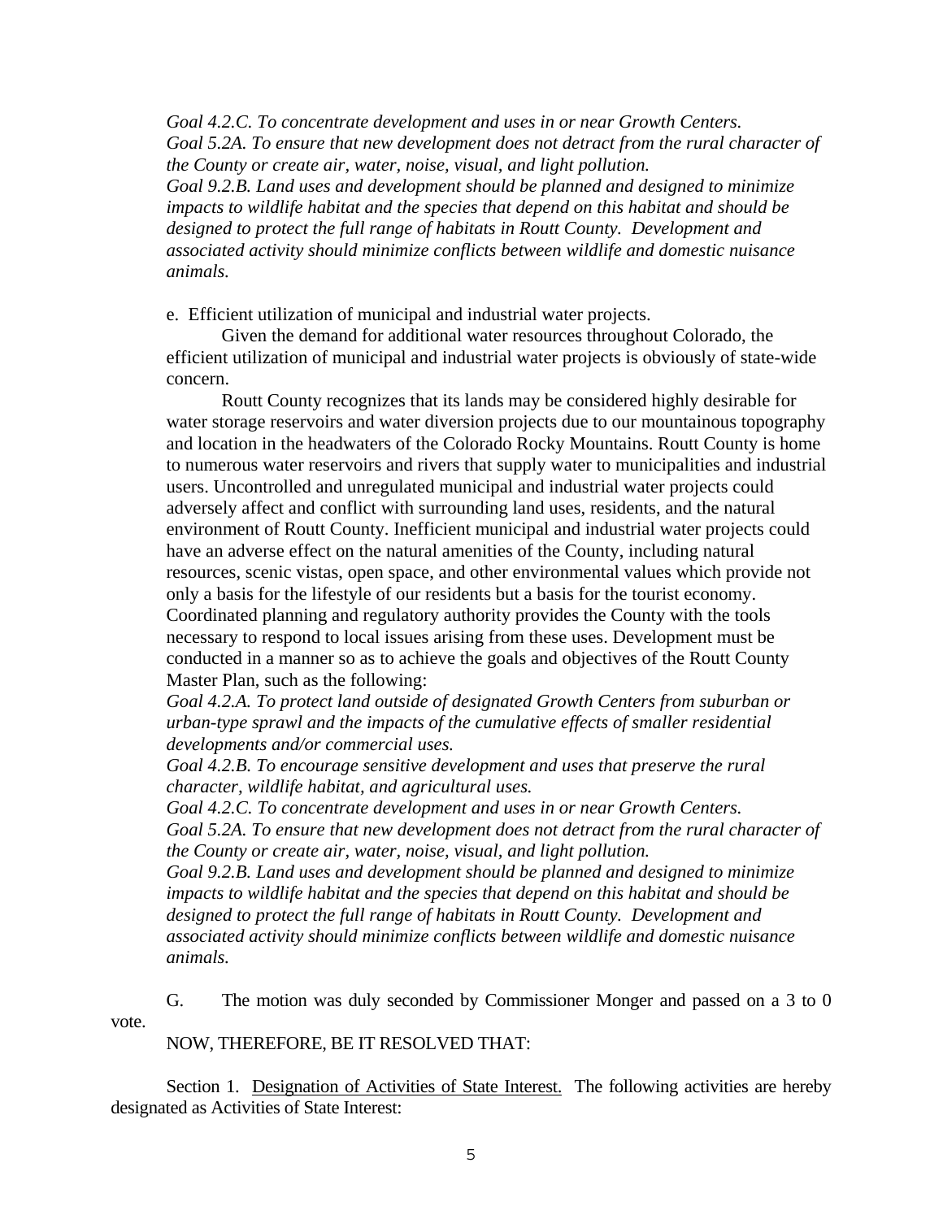*Goal 4.2.C. To concentrate development and uses in or near Growth Centers.*
*Goal 5.2A. To ensure that new development does not detract from the rural character of the County or create air, water, noise, visual, and light pollution.*
*Goal 9.2.B. Land uses and development should be planned and designed to minimize impacts to wildlife habitat and the species that depend on this habitat and should be designed to protect the full range of habitats in Routt County. Development and associated activity should minimize conflicts between wildlife and domestic nuisance animals.*

e. Efficient utilization of municipal and industrial water projects.

Given the demand for additional water resources throughout Colorado, the efficient utilization of municipal and industrial water projects is obviously of state-wide concern.

Routt County recognizes that its lands may be considered highly desirable for water storage reservoirs and water diversion projects due to our mountainous topography and location in the headwaters of the Colorado Rocky Mountains. Routt County is home to numerous water reservoirs and rivers that supply water to municipalities and industrial users. Uncontrolled and unregulated municipal and industrial water projects could adversely affect and conflict with surrounding land uses, residents, and the natural environment of Routt County. Inefficient municipal and industrial water projects could have an adverse effect on the natural amenities of the County, including natural resources, scenic vistas, open space, and other environmental values which provide not only a basis for the lifestyle of our residents but a basis for the tourist economy. Coordinated planning and regulatory authority provides the County with the tools necessary to respond to local issues arising from these uses. Development must be conducted in a manner so as to achieve the goals and objectives of the Routt County Master Plan, such as the following:

*Goal 4.2.A. To protect land outside of designated Growth Centers from suburban or urban-type sprawl and the impacts of the cumulative effects of smaller residential developments and/or commercial uses.*
*Goal 4.2.B. To encourage sensitive development and uses that preserve the rural character, wildlife habitat, and agricultural uses.*
*Goal 4.2.C. To concentrate development and uses in or near Growth Centers.*
*Goal 5.2A. To ensure that new development does not detract from the rural character of the County or create air, water, noise, visual, and light pollution.*
*Goal 9.2.B. Land uses and development should be planned and designed to minimize impacts to wildlife habitat and the species that depend on this habitat and should be designed to protect the full range of habitats in Routt County. Development and associated activity should minimize conflicts between wildlife and domestic nuisance animals.*

G. The motion was duly seconded by Commissioner Monger and passed on a 3 to 0 vote.

NOW, THEREFORE, BE IT RESOLVED THAT:

Section 1. Designation of Activities of State Interest. The following activities are hereby designated as Activities of State Interest: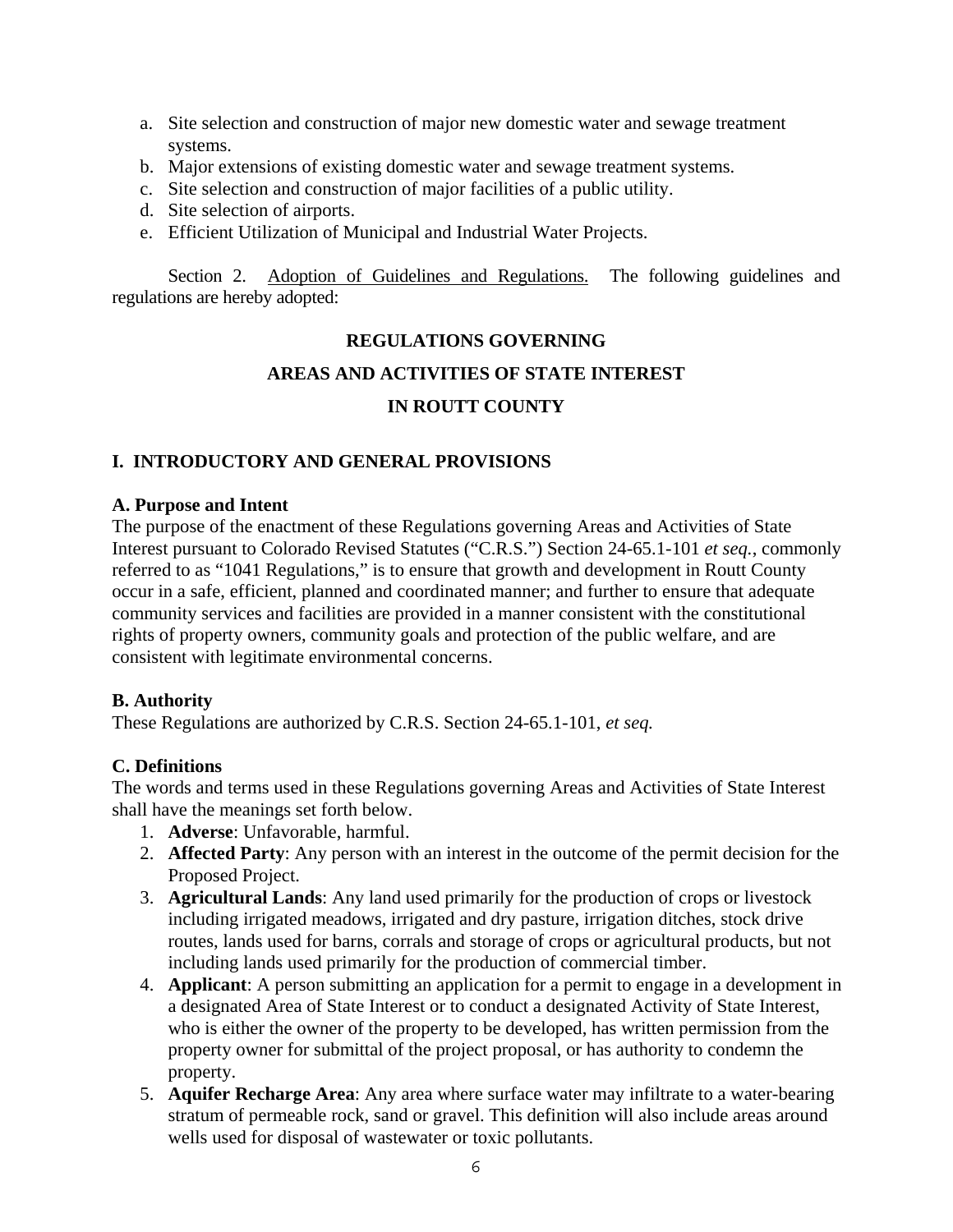a. Site selection and construction of major new domestic water and sewage treatment systems.
b. Major extensions of existing domestic water and sewage treatment systems.
c. Site selection and construction of major facilities of a public utility.
d. Site selection of airports.
e. Efficient Utilization of Municipal and Industrial Water Projects.

Section 2. Adoption of Guidelines and Regulations. The following guidelines and regulations are hereby adopted:

**REGULATIONS GOVERNING**

**AREAS AND ACTIVITIES OF STATE INTEREST**

**IN ROUTT COUNTY**

## I. INTRODUCTORY AND GENERAL PROVISIONS

### A. Purpose and Intent

The purpose of the enactment of these Regulations governing Areas and Activities of State Interest pursuant to Colorado Revised Statutes ("C.R.S.") Section 24-65.1-101 *et seq.*, commonly referred to as "1041 Regulations," is to ensure that growth and development in Routt County occur in a safe, efficient, planned and coordinated manner; and further to ensure that adequate community services and facilities are provided in a manner consistent with the constitutional rights of property owners, community goals and protection of the public welfare, and are consistent with legitimate environmental concerns.

### B. Authority

These Regulations are authorized by C.R.S. Section 24-65.1-101, *et seq.*

### C. Definitions

The words and terms used in these Regulations governing Areas and Activities of State Interest shall have the meanings set forth below.

1. **Adverse**: Unfavorable, harmful.
2. **Affected Party**: Any person with an interest in the outcome of the permit decision for the Proposed Project.
3. **Agricultural Lands**: Any land used primarily for the production of crops or livestock including irrigated meadows, irrigated and dry pasture, irrigation ditches, stock drive routes, lands used for barns, corrals and storage of crops or agricultural products, but not including lands used primarily for the production of commercial timber.
4. **Applicant**: A person submitting an application for a permit to engage in a development in a designated Area of State Interest or to conduct a designated Activity of State Interest, who is either the owner of the property to be developed, has written permission from the property owner for submittal of the project proposal, or has authority to condemn the property.
5. **Aquifer Recharge Area**: Any area where surface water may infiltrate to a water-bearing stratum of permeable rock, sand or gravel. This definition will also include areas around wells used for disposal of wastewater or toxic pollutants.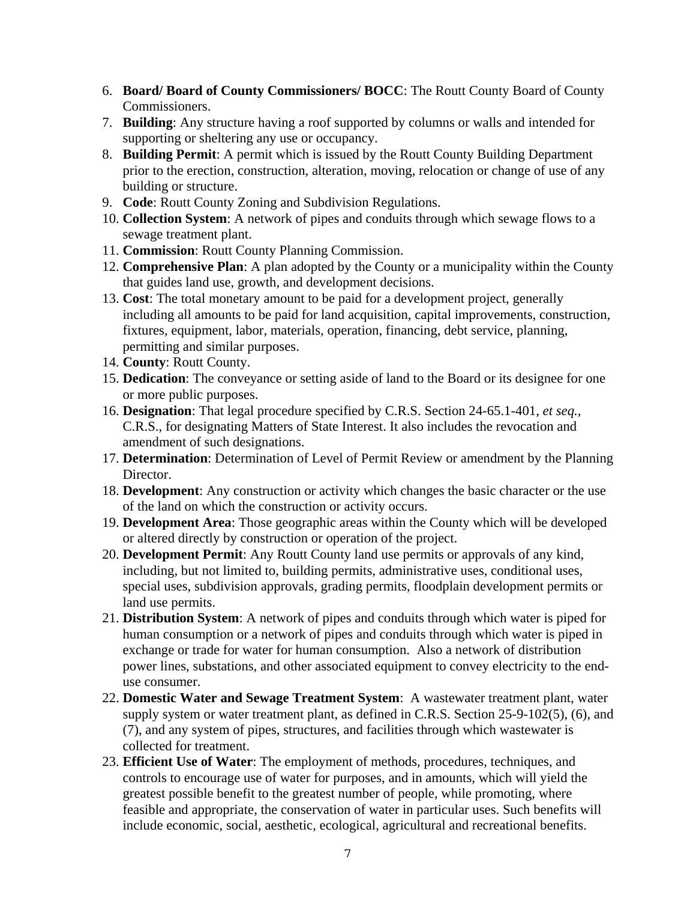6. **Board/ Board of County Commissioners/ BOCC**: The Routt County Board of County Commissioners.
7. **Building**: Any structure having a roof supported by columns or walls and intended for supporting or sheltering any use or occupancy.
8. **Building Permit**: A permit which is issued by the Routt County Building Department prior to the erection, construction, alteration, moving, relocation or change of use of any building or structure.
9. **Code**: Routt County Zoning and Subdivision Regulations.
10. **Collection System**: A network of pipes and conduits through which sewage flows to a sewage treatment plant.
11. **Commission**: Routt County Planning Commission.
12. **Comprehensive Plan**: A plan adopted by the County or a municipality within the County that guides land use, growth, and development decisions.
13. **Cost**: The total monetary amount to be paid for a development project, generally including all amounts to be paid for land acquisition, capital improvements, construction, fixtures, equipment, labor, materials, operation, financing, debt service, planning, permitting and similar purposes.
14. **County**: Routt County.
15. **Dedication**: The conveyance or setting aside of land to the Board or its designee for one or more public purposes.
16. **Designation**: That legal procedure specified by C.R.S. Section 24-65.1-401, *et seq.*, C.R.S., for designating Matters of State Interest. It also includes the revocation and amendment of such designations.
17. **Determination**: Determination of Level of Permit Review or amendment by the Planning Director.
18. **Development**: Any construction or activity which changes the basic character or the use of the land on which the construction or activity occurs.
19. **Development Area**: Those geographic areas within the County which will be developed or altered directly by construction or operation of the project.
20. **Development Permit**: Any Routt County land use permits or approvals of any kind, including, but not limited to, building permits, administrative uses, conditional uses, special uses, subdivision approvals, grading permits, floodplain development permits or land use permits.
21. **Distribution System**: A network of pipes and conduits through which water is piped for human consumption or a network of pipes and conduits through which water is piped in exchange or trade for water for human consumption. Also a network of distribution power lines, substations, and other associated equipment to convey electricity to the end-use consumer.
22. **Domestic Water and Sewage Treatment System**: A wastewater treatment plant, water supply system or water treatment plant, as defined in C.R.S. Section 25-9-102(5), (6), and (7), and any system of pipes, structures, and facilities through which wastewater is collected for treatment.
23. **Efficient Use of Water**: The employment of methods, procedures, techniques, and controls to encourage use of water for purposes, and in amounts, which will yield the greatest possible benefit to the greatest number of people, while promoting, where feasible and appropriate, the conservation of water in particular uses. Such benefits will include economic, social, aesthetic, ecological, agricultural and recreational benefits.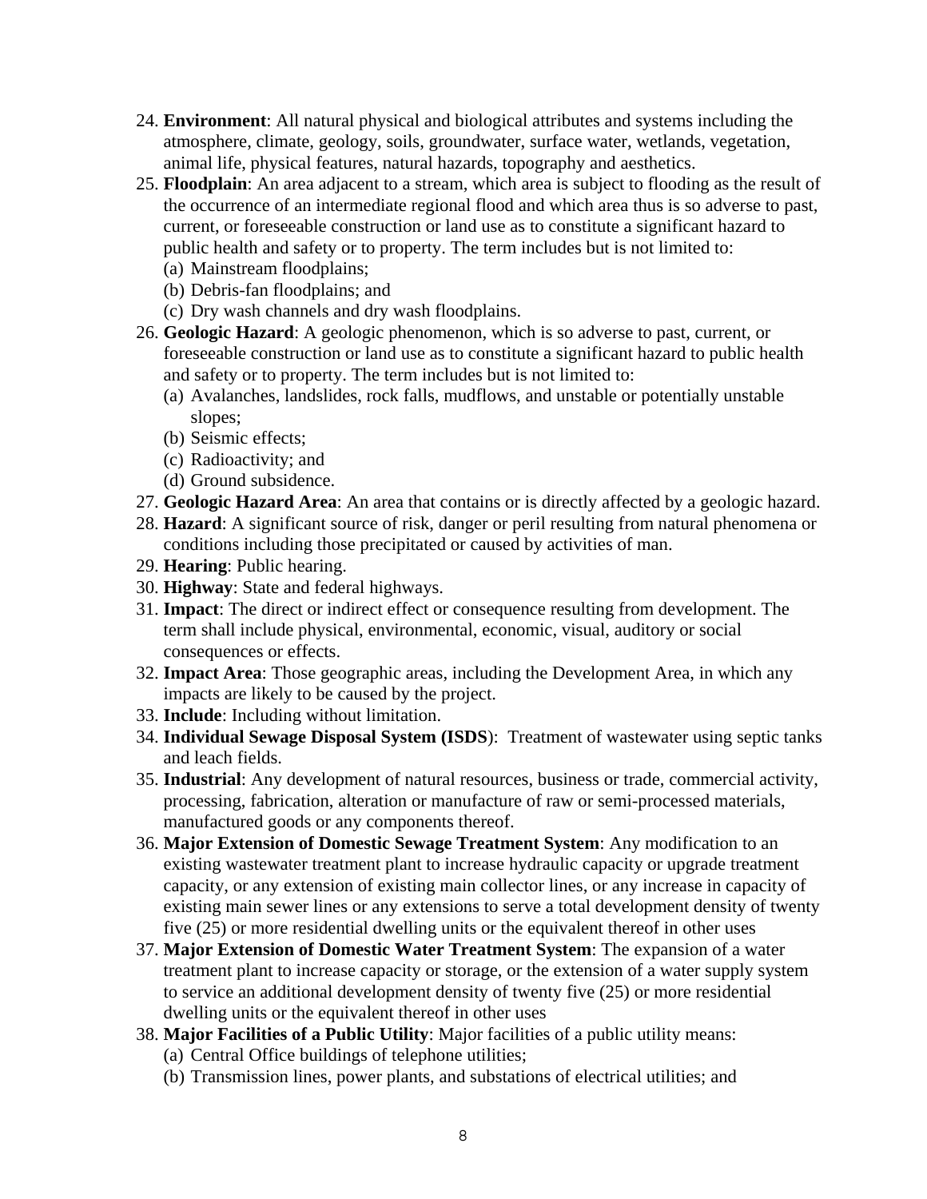24. **Environment**: All natural physical and biological attributes and systems including the atmosphere, climate, geology, soils, groundwater, surface water, wetlands, vegetation, animal life, physical features, natural hazards, topography and aesthetics.
25. **Floodplain**: An area adjacent to a stream, which area is subject to flooding as the result of the occurrence of an intermediate regional flood and which area thus is so adverse to past, current, or foreseeable construction or land use as to constitute a significant hazard to public health and safety or to property. The term includes but is not limited to:
    (a) Mainstream floodplains;
    (b) Debris-fan floodplains; and
    (c) Dry wash channels and dry wash floodplains.
26. **Geologic Hazard**: A geologic phenomenon, which is so adverse to past, current, or foreseeable construction or land use as to constitute a significant hazard to public health and safety or to property. The term includes but is not limited to:
    (a) Avalanches, landslides, rock falls, mudflows, and unstable or potentially unstable slopes;
    (b) Seismic effects;
    (c) Radioactivity; and
    (d) Ground subsidence.
27. **Geologic Hazard Area**: An area that contains or is directly affected by a geologic hazard.
28. **Hazard**: A significant source of risk, danger or peril resulting from natural phenomena or conditions including those precipitated or caused by activities of man.
29. **Hearing**: Public hearing.
30. **Highway**: State and federal highways.
31. **Impact**: The direct or indirect effect or consequence resulting from development. The term shall include physical, environmental, economic, visual, auditory or social consequences or effects.
32. **Impact Area**: Those geographic areas, including the Development Area, in which any impacts are likely to be caused by the project.
33. **Include**: Including without limitation.
34. **Individual Sewage Disposal System (ISDS**): Treatment of wastewater using septic tanks and leach fields.
35. **Industrial**: Any development of natural resources, business or trade, commercial activity, processing, fabrication, alteration or manufacture of raw or semi-processed materials, manufactured goods or any components thereof.
36. **Major Extension of Domestic Sewage Treatment System**: Any modification to an existing wastewater treatment plant to increase hydraulic capacity or upgrade treatment capacity, or any extension of existing main collector lines, or any increase in capacity of existing main sewer lines or any extensions to serve a total development density of twenty five (25) or more residential dwelling units or the equivalent thereof in other uses
37. **Major Extension of Domestic Water Treatment System**: The expansion of a water treatment plant to increase capacity or storage, or the extension of a water supply system to service an additional development density of twenty five (25) or more residential dwelling units or the equivalent thereof in other uses
38. **Major Facilities of a Public Utility**: Major facilities of a public utility means:
    (a) Central Office buildings of telephone utilities;
    (b) Transmission lines, power plants, and substations of electrical utilities; and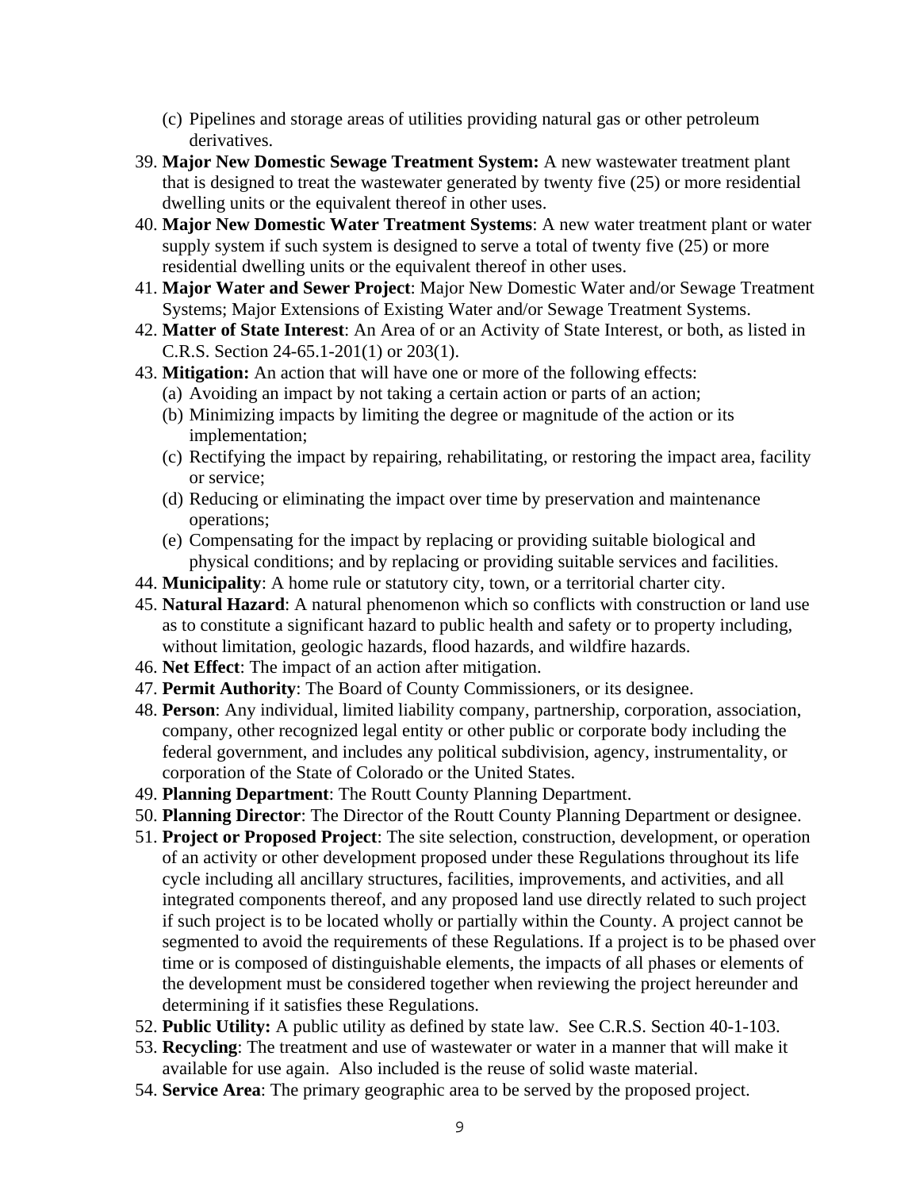(c) Pipelines and storage areas of utilities providing natural gas or other petroleum derivatives.

39. **Major New Domestic Sewage Treatment System:** A new wastewater treatment plant that is designed to treat the wastewater generated by twenty five (25) or more residential dwelling units or the equivalent thereof in other uses.
40. **Major New Domestic Water Treatment Systems**: A new water treatment plant or water supply system if such system is designed to serve a total of twenty five (25) or more residential dwelling units or the equivalent thereof in other uses.
41. **Major Water and Sewer Project**: Major New Domestic Water and/or Sewage Treatment Systems; Major Extensions of Existing Water and/or Sewage Treatment Systems.
42. **Matter of State Interest**: An Area of or an Activity of State Interest, or both, as listed in C.R.S. Section 24-65.1-201(1) or 203(1).
43. **Mitigation:** An action that will have one or more of the following effects:
    (a) Avoiding an impact by not taking a certain action or parts of an action;
    (b) Minimizing impacts by limiting the degree or magnitude of the action or its implementation;
    (c) Rectifying the impact by repairing, rehabilitating, or restoring the impact area, facility or service;
    (d) Reducing or eliminating the impact over time by preservation and maintenance operations;
    (e) Compensating for the impact by replacing or providing suitable biological and physical conditions; and by replacing or providing suitable services and facilities.
44. **Municipality**: A home rule or statutory city, town, or a territorial charter city.
45. **Natural Hazard**: A natural phenomenon which so conflicts with construction or land use as to constitute a significant hazard to public health and safety or to property including, without limitation, geologic hazards, flood hazards, and wildfire hazards.
46. **Net Effect**: The impact of an action after mitigation.
47. **Permit Authority**: The Board of County Commissioners, or its designee.
48. **Person**: Any individual, limited liability company, partnership, corporation, association, company, other recognized legal entity or other public or corporate body including the federal government, and includes any political subdivision, agency, instrumentality, or corporation of the State of Colorado or the United States.
49. **Planning Department**: The Routt County Planning Department.
50. **Planning Director**: The Director of the Routt County Planning Department or designee.
51. **Project or Proposed Project**: The site selection, construction, development, or operation of an activity or other development proposed under these Regulations throughout its life cycle including all ancillary structures, facilities, improvements, and activities, and all integrated components thereof, and any proposed land use directly related to such project if such project is to be located wholly or partially within the County. A project cannot be segmented to avoid the requirements of these Regulations. If a project is to be phased over time or is composed of distinguishable elements, the impacts of all phases or elements of the development must be considered together when reviewing the project hereunder and determining if it satisfies these Regulations.
52. **Public Utility:** A public utility as defined by state law. See C.R.S. Section 40-1-103.
53. **Recycling**: The treatment and use of wastewater or water in a manner that will make it available for use again. Also included is the reuse of solid waste material.
54. **Service Area**: The primary geographic area to be served by the proposed project.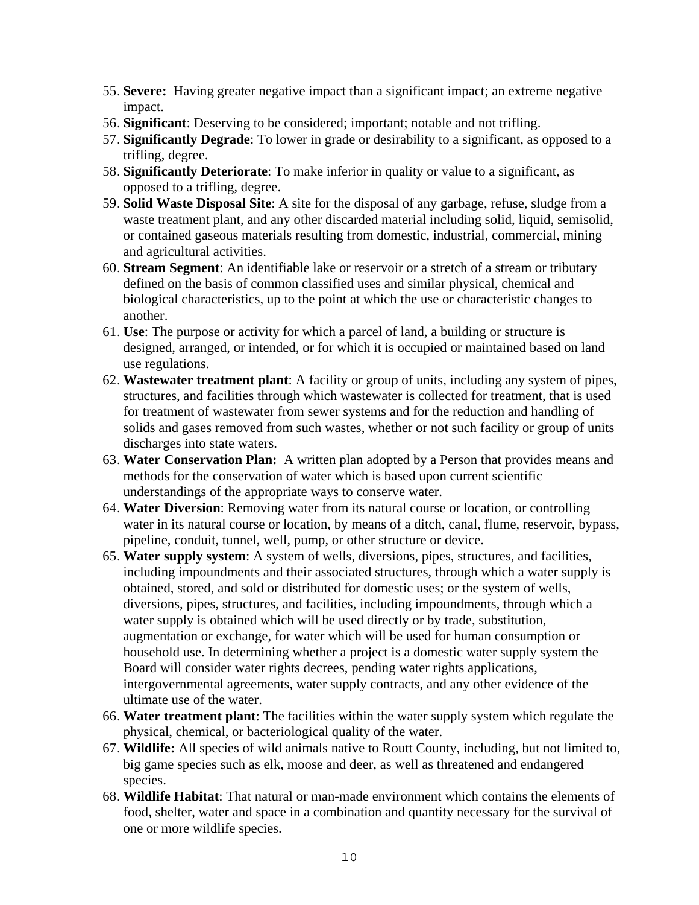55. **Severe:** Having greater negative impact than a significant impact; an extreme negative impact.
56. **Significant**: Deserving to be considered; important; notable and not trifling.
57. **Significantly Degrade**: To lower in grade or desirability to a significant, as opposed to a trifling, degree.
58. **Significantly Deteriorate**: To make inferior in quality or value to a significant, as opposed to a trifling, degree.
59. **Solid Waste Disposal Site**: A site for the disposal of any garbage, refuse, sludge from a waste treatment plant, and any other discarded material including solid, liquid, semisolid, or contained gaseous materials resulting from domestic, industrial, commercial, mining and agricultural activities.
60. **Stream Segment**: An identifiable lake or reservoir or a stretch of a stream or tributary defined on the basis of common classified uses and similar physical, chemical and biological characteristics, up to the point at which the use or characteristic changes to another.
61. **Use**: The purpose or activity for which a parcel of land, a building or structure is designed, arranged, or intended, or for which it is occupied or maintained based on land use regulations.
62. **Wastewater treatment plant**: A facility or group of units, including any system of pipes, structures, and facilities through which wastewater is collected for treatment, that is used for treatment of wastewater from sewer systems and for the reduction and handling of solids and gases removed from such wastes, whether or not such facility or group of units discharges into state waters.
63. **Water Conservation Plan:** A written plan adopted by a Person that provides means and methods for the conservation of water which is based upon current scientific understandings of the appropriate ways to conserve water.
64. **Water Diversion**: Removing water from its natural course or location, or controlling water in its natural course or location, by means of a ditch, canal, flume, reservoir, bypass, pipeline, conduit, tunnel, well, pump, or other structure or device.
65. **Water supply system**: A system of wells, diversions, pipes, structures, and facilities, including impoundments and their associated structures, through which a water supply is obtained, stored, and sold or distributed for domestic uses; or the system of wells, diversions, pipes, structures, and facilities, including impoundments, through which a water supply is obtained which will be used directly or by trade, substitution, augmentation or exchange, for water which will be used for human consumption or household use. In determining whether a project is a domestic water supply system the Board will consider water rights decrees, pending water rights applications, intergovernmental agreements, water supply contracts, and any other evidence of the ultimate use of the water.
66. **Water treatment plant**: The facilities within the water supply system which regulate the physical, chemical, or bacteriological quality of the water.
67. **Wildlife:** All species of wild animals native to Routt County, including, but not limited to, big game species such as elk, moose and deer, as well as threatened and endangered species.
68. **Wildlife Habitat**: That natural or man-made environment which contains the elements of food, shelter, water and space in a combination and quantity necessary for the survival of one or more wildlife species.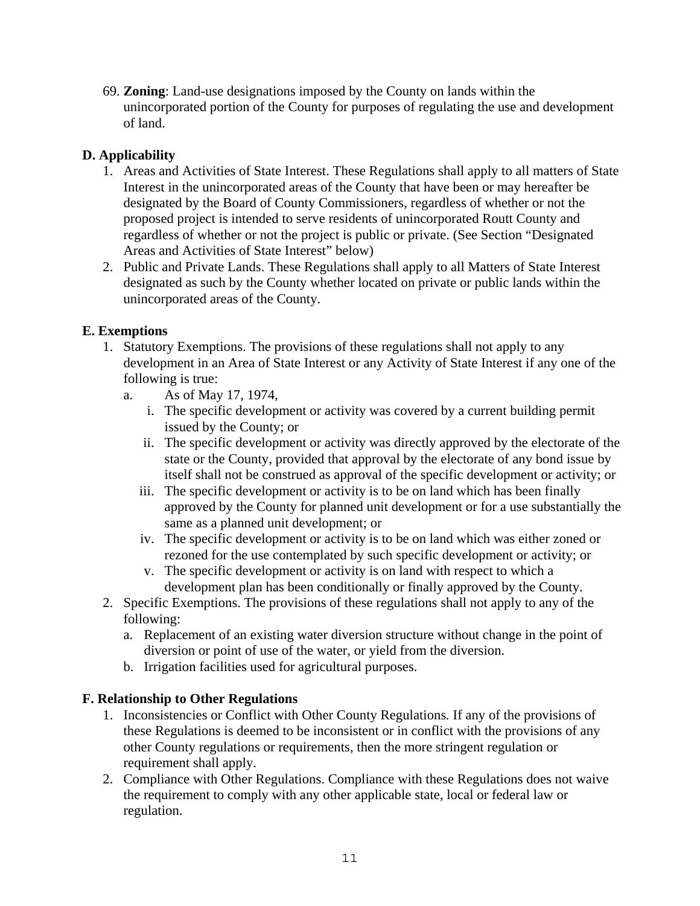69. **Zoning**: Land-use designations imposed by the County on lands within the unincorporated portion of the County for purposes of regulating the use and development of land.

## D. Applicability

1. Areas and Activities of State Interest. These Regulations shall apply to all matters of State Interest in the unincorporated areas of the County that have been or may hereafter be designated by the Board of County Commissioners, regardless of whether or not the proposed project is intended to serve residents of unincorporated Routt County and regardless of whether or not the project is public or private. (See Section "Designated Areas and Activities of State Interest" below)
2. Public and Private Lands. These Regulations shall apply to all Matters of State Interest designated as such by the County whether located on private or public lands within the unincorporated areas of the County.

## E. Exemptions

1. Statutory Exemptions. The provisions of these regulations shall not apply to any development in an Area of State Interest or any Activity of State Interest if any one of the following is true:
   a. As of May 17, 1974,
      i. The specific development or activity was covered by a current building permit issued by the County; or
      ii. The specific development or activity was directly approved by the electorate of the state or the County, provided that approval by the electorate of any bond issue by itself shall not be construed as approval of the specific development or activity; or
      iii. The specific development or activity is to be on land which has been finally approved by the County for planned unit development or for a use substantially the same as a planned unit development; or
      iv. The specific development or activity is to be on land which was either zoned or rezoned for the use contemplated by such specific development or activity; or
      v. The specific development or activity is on land with respect to which a development plan has been conditionally or finally approved by the County.
2. Specific Exemptions. The provisions of these regulations shall not apply to any of the following:
   a. Replacement of an existing water diversion structure without change in the point of diversion or point of use of the water, or yield from the diversion.
   b. Irrigation facilities used for agricultural purposes.

## F. Relationship to Other Regulations

1. Inconsistencies or Conflict with Other County Regulations. If any of the provisions of these Regulations is deemed to be inconsistent or in conflict with the provisions of any other County regulations or requirements, then the more stringent regulation or requirement shall apply.
2. Compliance with Other Regulations. Compliance with these Regulations does not waive the requirement to comply with any other applicable state, local or federal law or regulation.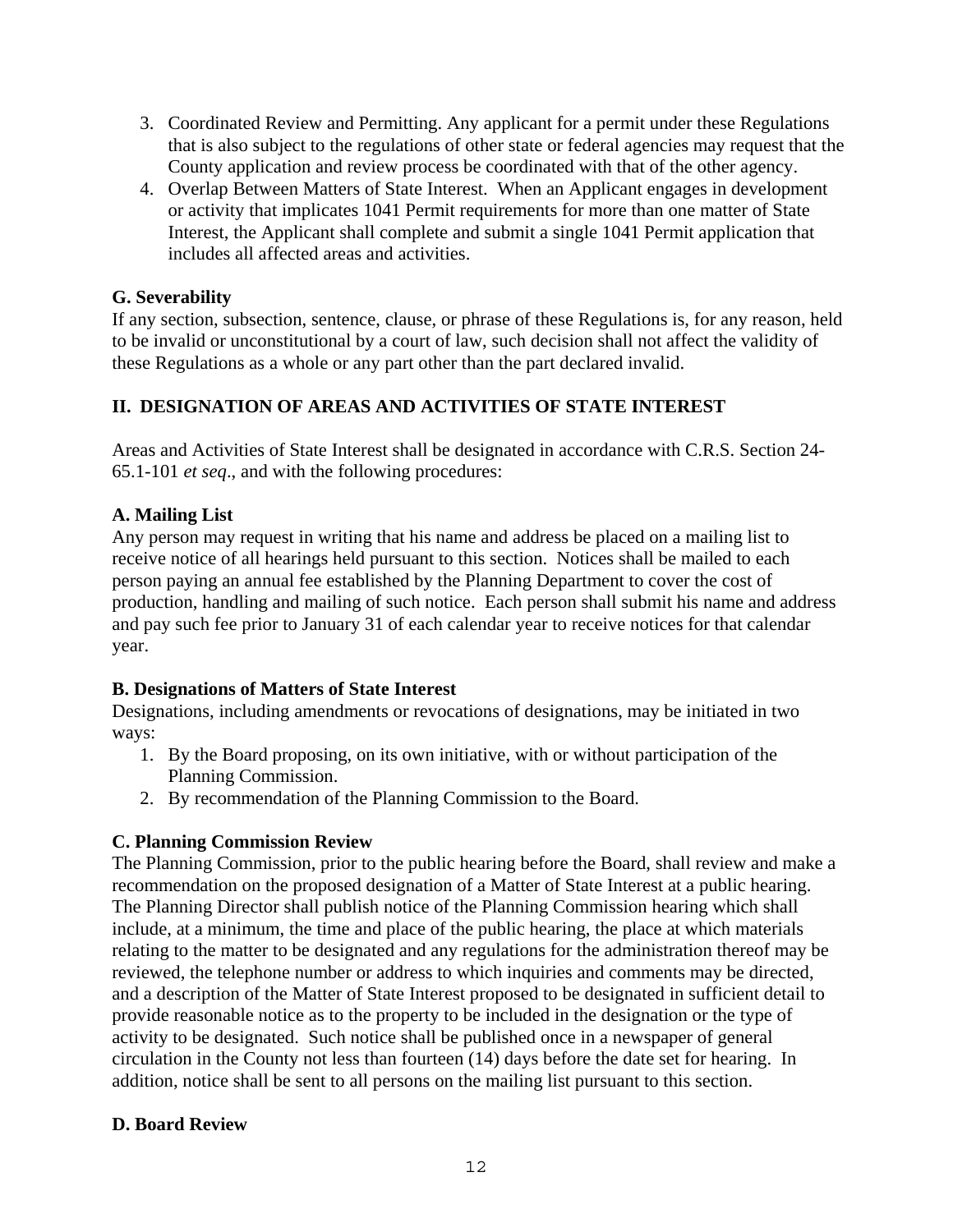3. Coordinated Review and Permitting. Any applicant for a permit under these Regulations that is also subject to the regulations of other state or federal agencies may request that the County application and review process be coordinated with that of the other agency.
4. Overlap Between Matters of State Interest. When an Applicant engages in development or activity that implicates 1041 Permit requirements for more than one matter of State Interest, the Applicant shall complete and submit a single 1041 Permit application that includes all affected areas and activities.

**G. Severability**

If any section, subsection, sentence, clause, or phrase of these Regulations is, for any reason, held to be invalid or unconstitutional by a court of law, such decision shall not affect the validity of these Regulations as a whole or any part other than the part declared invalid.

## II. DESIGNATION OF AREAS AND ACTIVITIES OF STATE INTEREST

Areas and Activities of State Interest shall be designated in accordance with C.R.S. Section 24-65.1-101 *et seq*., and with the following procedures:

**A. Mailing List**

Any person may request in writing that his name and address be placed on a mailing list to receive notice of all hearings held pursuant to this section. Notices shall be mailed to each person paying an annual fee established by the Planning Department to cover the cost of production, handling and mailing of such notice. Each person shall submit his name and address and pay such fee prior to January 31 of each calendar year to receive notices for that calendar year.

**B. Designations of Matters of State Interest**

Designations, including amendments or revocations of designations, may be initiated in two ways:

1. By the Board proposing, on its own initiative, with or without participation of the Planning Commission.
2. By recommendation of the Planning Commission to the Board.

**C. Planning Commission Review**

The Planning Commission, prior to the public hearing before the Board, shall review and make a recommendation on the proposed designation of a Matter of State Interest at a public hearing. The Planning Director shall publish notice of the Planning Commission hearing which shall include, at a minimum, the time and place of the public hearing, the place at which materials relating to the matter to be designated and any regulations for the administration thereof may be reviewed, the telephone number or address to which inquiries and comments may be directed, and a description of the Matter of State Interest proposed to be designated in sufficient detail to provide reasonable notice as to the property to be included in the designation or the type of activity to be designated. Such notice shall be published once in a newspaper of general circulation in the County not less than fourteen (14) days before the date set for hearing. In addition, notice shall be sent to all persons on the mailing list pursuant to this section.

**D. Board Review**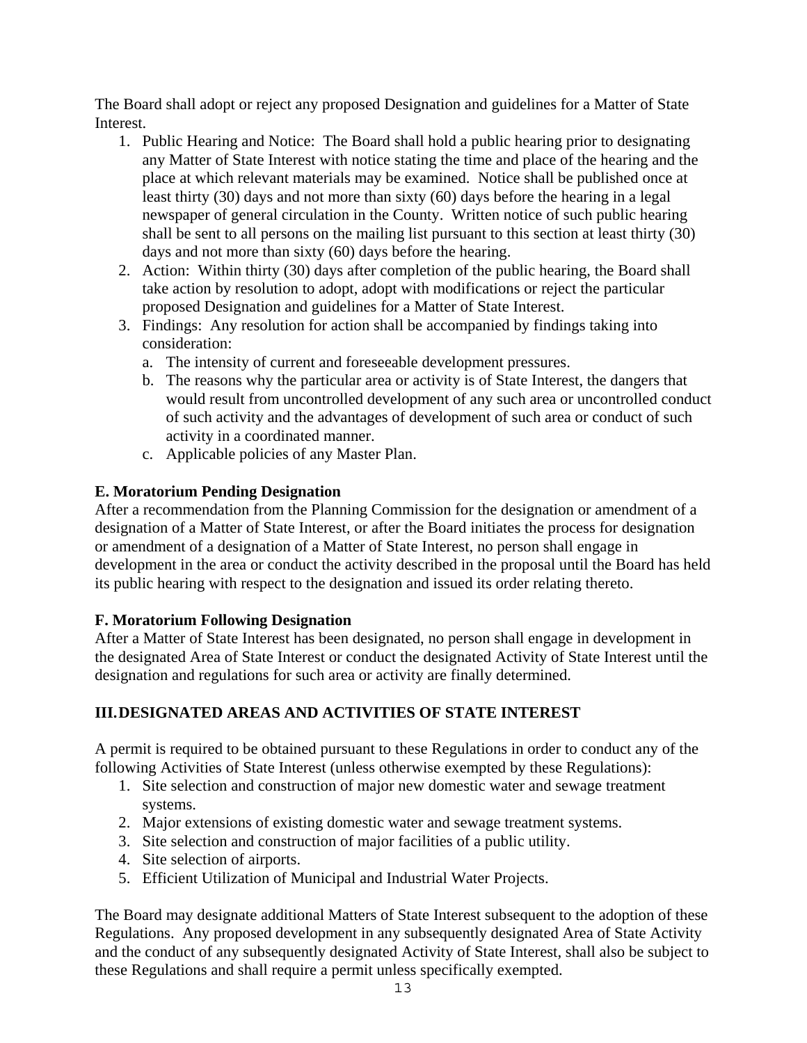The Board shall adopt or reject any proposed Designation and guidelines for a Matter of State Interest.

1. Public Hearing and Notice: The Board shall hold a public hearing prior to designating any Matter of State Interest with notice stating the time and place of the hearing and the place at which relevant materials may be examined. Notice shall be published once at least thirty (30) days and not more than sixty (60) days before the hearing in a legal newspaper of general circulation in the County. Written notice of such public hearing shall be sent to all persons on the mailing list pursuant to this section at least thirty (30) days and not more than sixty (60) days before the hearing.
2. Action: Within thirty (30) days after completion of the public hearing, the Board shall take action by resolution to adopt, adopt with modifications or reject the particular proposed Designation and guidelines for a Matter of State Interest.
3. Findings: Any resolution for action shall be accompanied by findings taking into consideration:
   a. The intensity of current and foreseeable development pressures.
   b. The reasons why the particular area or activity is of State Interest, the dangers that would result from uncontrolled development of any such area or uncontrolled conduct of such activity and the advantages of development of such area or conduct of such activity in a coordinated manner.
   c. Applicable policies of any Master Plan.

**E. Moratorium Pending Designation**

After a recommendation from the Planning Commission for the designation or amendment of a designation of a Matter of State Interest, or after the Board initiates the process for designation or amendment of a designation of a Matter of State Interest, no person shall engage in development in the area or conduct the activity described in the proposal until the Board has held its public hearing with respect to the designation and issued its order relating thereto.

**F. Moratorium Following Designation**

After a Matter of State Interest has been designated, no person shall engage in development in the designated Area of State Interest or conduct the designated Activity of State Interest until the designation and regulations for such area or activity are finally determined.

## III. DESIGNATED AREAS AND ACTIVITIES OF STATE INTEREST

A permit is required to be obtained pursuant to these Regulations in order to conduct any of the following Activities of State Interest (unless otherwise exempted by these Regulations):

1. Site selection and construction of major new domestic water and sewage treatment systems.
2. Major extensions of existing domestic water and sewage treatment systems.
3. Site selection and construction of major facilities of a public utility.
4. Site selection of airports.
5. Efficient Utilization of Municipal and Industrial Water Projects.

The Board may designate additional Matters of State Interest subsequent to the adoption of these Regulations. Any proposed development in any subsequently designated Area of State Activity and the conduct of any subsequently designated Activity of State Interest, shall also be subject to these Regulations and shall require a permit unless specifically exempted.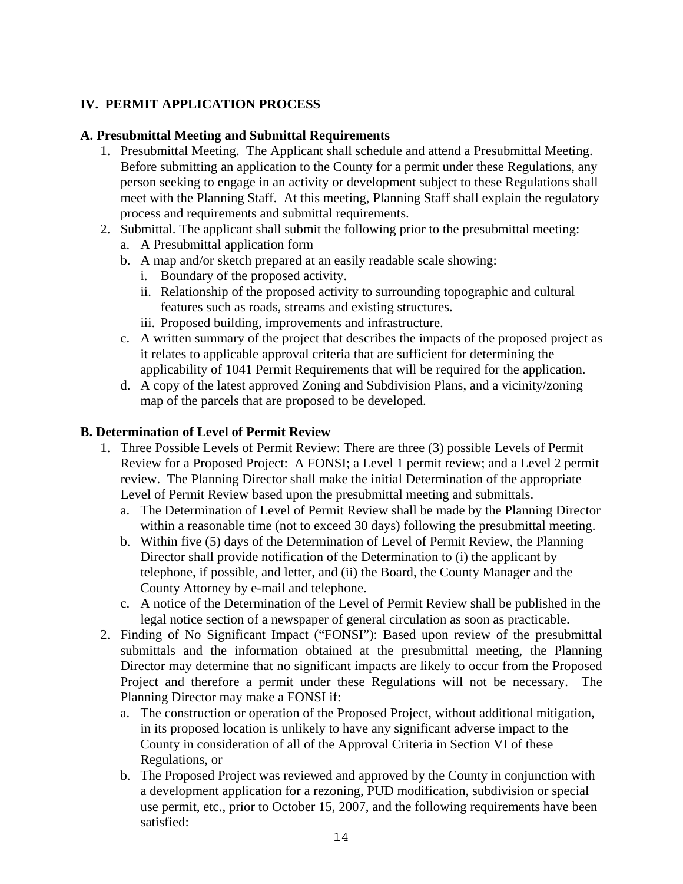## IV. PERMIT APPLICATION PROCESS

### A. Presubmittal Meeting and Submittal Requirements

1. Presubmittal Meeting. The Applicant shall schedule and attend a Presubmittal Meeting. Before submitting an application to the County for a permit under these Regulations, any person seeking to engage in an activity or development subject to these Regulations shall meet with the Planning Staff. At this meeting, Planning Staff shall explain the regulatory process and requirements and submittal requirements.
2. Submittal. The applicant shall submit the following prior to the presubmittal meeting:
   a. A Presubmittal application form
   b. A map and/or sketch prepared at an easily readable scale showing:
      i. Boundary of the proposed activity.
      ii. Relationship of the proposed activity to surrounding topographic and cultural features such as roads, streams and existing structures.
      iii. Proposed building, improvements and infrastructure.
   c. A written summary of the project that describes the impacts of the proposed project as it relates to applicable approval criteria that are sufficient for determining the applicability of 1041 Permit Requirements that will be required for the application.
   d. A copy of the latest approved Zoning and Subdivision Plans, and a vicinity/zoning map of the parcels that are proposed to be developed.

### B. Determination of Level of Permit Review

1. Three Possible Levels of Permit Review: There are three (3) possible Levels of Permit Review for a Proposed Project: A FONSI; a Level 1 permit review; and a Level 2 permit review. The Planning Director shall make the initial Determination of the appropriate Level of Permit Review based upon the presubmittal meeting and submittals.
   a. The Determination of Level of Permit Review shall be made by the Planning Director within a reasonable time (not to exceed 30 days) following the presubmittal meeting.
   b. Within five (5) days of the Determination of Level of Permit Review, the Planning Director shall provide notification of the Determination to (i) the applicant by telephone, if possible, and letter, and (ii) the Board, the County Manager and the County Attorney by e-mail and telephone.
   c. A notice of the Determination of the Level of Permit Review shall be published in the legal notice section of a newspaper of general circulation as soon as practicable.
2. Finding of No Significant Impact ("FONSI"): Based upon review of the presubmittal submittals and the information obtained at the presubmittal meeting, the Planning Director may determine that no significant impacts are likely to occur from the Proposed Project and therefore a permit under these Regulations will not be necessary. The Planning Director may make a FONSI if:
   a. The construction or operation of the Proposed Project, without additional mitigation, in its proposed location is unlikely to have any significant adverse impact to the County in consideration of all of the Approval Criteria in Section VI of these Regulations, or
   b. The Proposed Project was reviewed and approved by the County in conjunction with a development application for a rezoning, PUD modification, subdivision or special use permit, etc., prior to October 15, 2007, and the following requirements have been satisfied: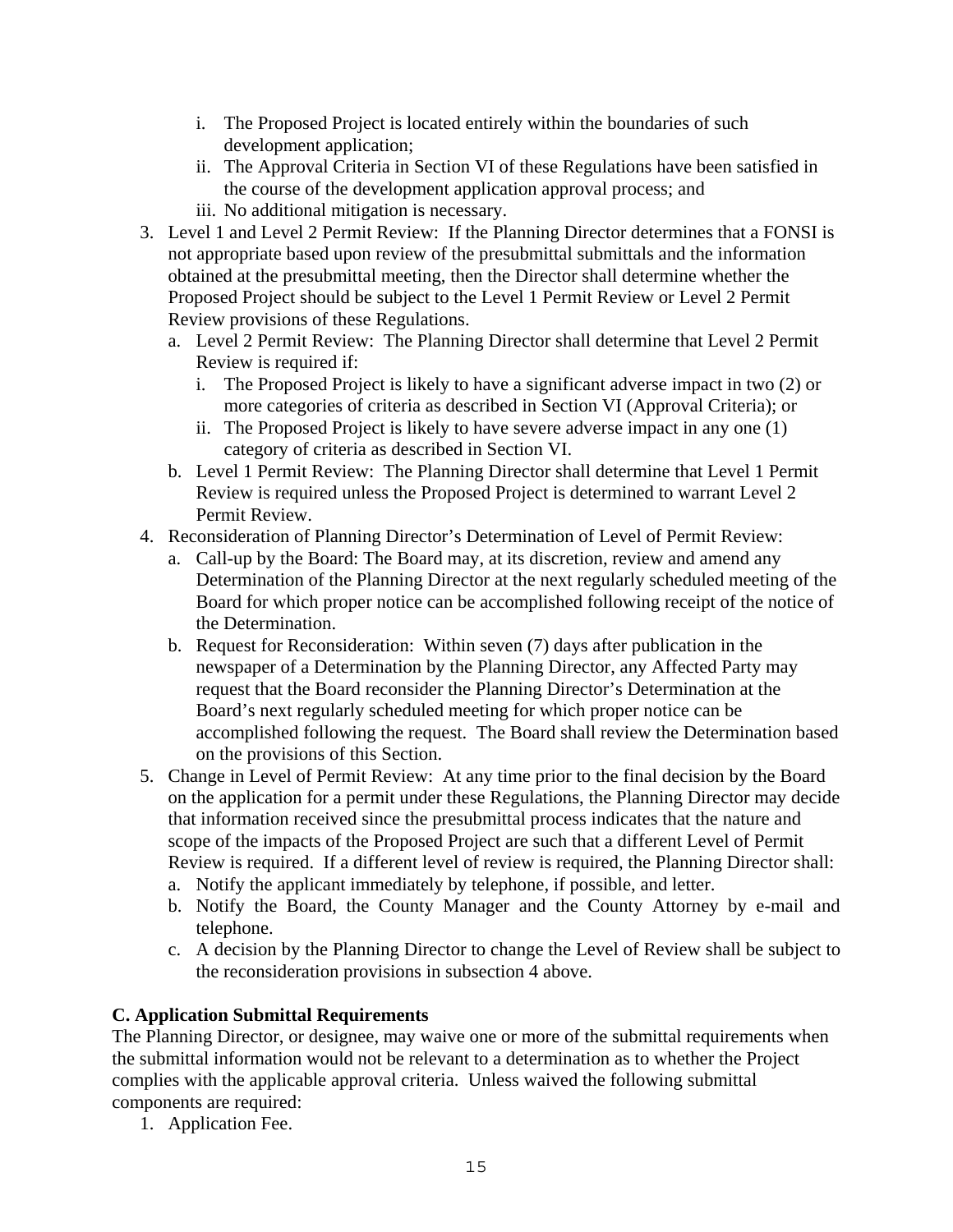i. The Proposed Project is located entirely within the boundaries of such development application;
   ii. The Approval Criteria in Section VI of these Regulations have been satisfied in the course of the development application approval process; and
   iii. No additional mitigation is necessary.

3. Level 1 and Level 2 Permit Review: If the Planning Director determines that a FONSI is not appropriate based upon review of the presubmittal submittals and the information obtained at the presubmittal meeting, then the Director shall determine whether the Proposed Project should be subject to the Level 1 Permit Review or Level 2 Permit Review provisions of these Regulations.
   a. Level 2 Permit Review: The Planning Director shall determine that Level 2 Permit Review is required if:
      i. The Proposed Project is likely to have a significant adverse impact in two (2) or more categories of criteria as described in Section VI (Approval Criteria); or
      ii. The Proposed Project is likely to have severe adverse impact in any one (1) category of criteria as described in Section VI.
   b. Level 1 Permit Review: The Planning Director shall determine that Level 1 Permit Review is required unless the Proposed Project is determined to warrant Level 2 Permit Review.
4. Reconsideration of Planning Director's Determination of Level of Permit Review:
   a. Call-up by the Board: The Board may, at its discretion, review and amend any Determination of the Planning Director at the next regularly scheduled meeting of the Board for which proper notice can be accomplished following receipt of the notice of the Determination.
   b. Request for Reconsideration: Within seven (7) days after publication in the newspaper of a Determination by the Planning Director, any Affected Party may request that the Board reconsider the Planning Director's Determination at the Board's next regularly scheduled meeting for which proper notice can be accomplished following the request. The Board shall review the Determination based on the provisions of this Section.
5. Change in Level of Permit Review: At any time prior to the final decision by the Board on the application for a permit under these Regulations, the Planning Director may decide that information received since the presubmittal process indicates that the nature and scope of the impacts of the Proposed Project are such that a different Level of Permit Review is required. If a different level of review is required, the Planning Director shall:
   a. Notify the applicant immediately by telephone, if possible, and letter.
   b. Notify the Board, the County Manager and the County Attorney by e-mail and telephone.
   c. A decision by the Planning Director to change the Level of Review shall be subject to the reconsideration provisions in subsection 4 above.

**C. Application Submittal Requirements**

The Planning Director, or designee, may waive one or more of the submittal requirements when the submittal information would not be relevant to a determination as to whether the Project complies with the applicable approval criteria. Unless waived the following submittal components are required:

1. Application Fee.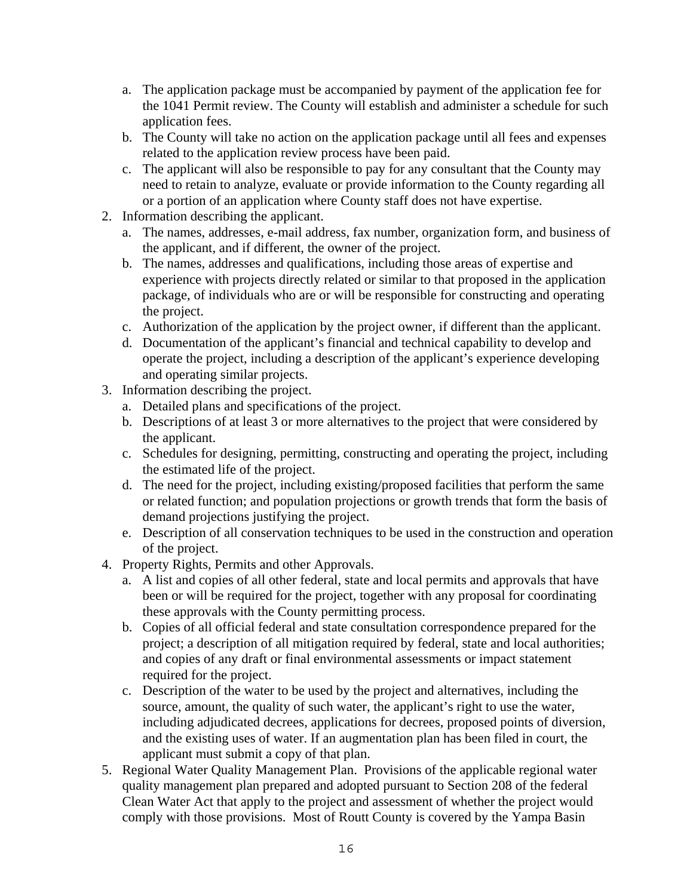a. The application package must be accompanied by payment of the application fee for the 1041 Permit review. The County will establish and administer a schedule for such application fees.
   b. The County will take no action on the application package until all fees and expenses related to the application review process have been paid.
   c. The applicant will also be responsible to pay for any consultant that the County may need to retain to analyze, evaluate or provide information to the County regarding all or a portion of an application where County staff does not have expertise.
2. Information describing the applicant.
   a. The names, addresses, e-mail address, fax number, organization form, and business of the applicant, and if different, the owner of the project.
   b. The names, addresses and qualifications, including those areas of expertise and experience with projects directly related or similar to that proposed in the application package, of individuals who are or will be responsible for constructing and operating the project.
   c. Authorization of the application by the project owner, if different than the applicant.
   d. Documentation of the applicant's financial and technical capability to develop and operate the project, including a description of the applicant's experience developing and operating similar projects.
3. Information describing the project.
   a. Detailed plans and specifications of the project.
   b. Descriptions of at least 3 or more alternatives to the project that were considered by the applicant.
   c. Schedules for designing, permitting, constructing and operating the project, including the estimated life of the project.
   d. The need for the project, including existing/proposed facilities that perform the same or related function; and population projections or growth trends that form the basis of demand projections justifying the project.
   e. Description of all conservation techniques to be used in the construction and operation of the project.
4. Property Rights, Permits and other Approvals.
   a. A list and copies of all other federal, state and local permits and approvals that have been or will be required for the project, together with any proposal for coordinating these approvals with the County permitting process.
   b. Copies of all official federal and state consultation correspondence prepared for the project; a description of all mitigation required by federal, state and local authorities; and copies of any draft or final environmental assessments or impact statement required for the project.
   c. Description of the water to be used by the project and alternatives, including the source, amount, the quality of such water, the applicant's right to use the water, including adjudicated decrees, applications for decrees, proposed points of diversion, and the existing uses of water. If an augmentation plan has been filed in court, the applicant must submit a copy of that plan.
5. Regional Water Quality Management Plan. Provisions of the applicable regional water quality management plan prepared and adopted pursuant to Section 208 of the federal Clean Water Act that apply to the project and assessment of whether the project would comply with those provisions. Most of Routt County is covered by the Yampa Basin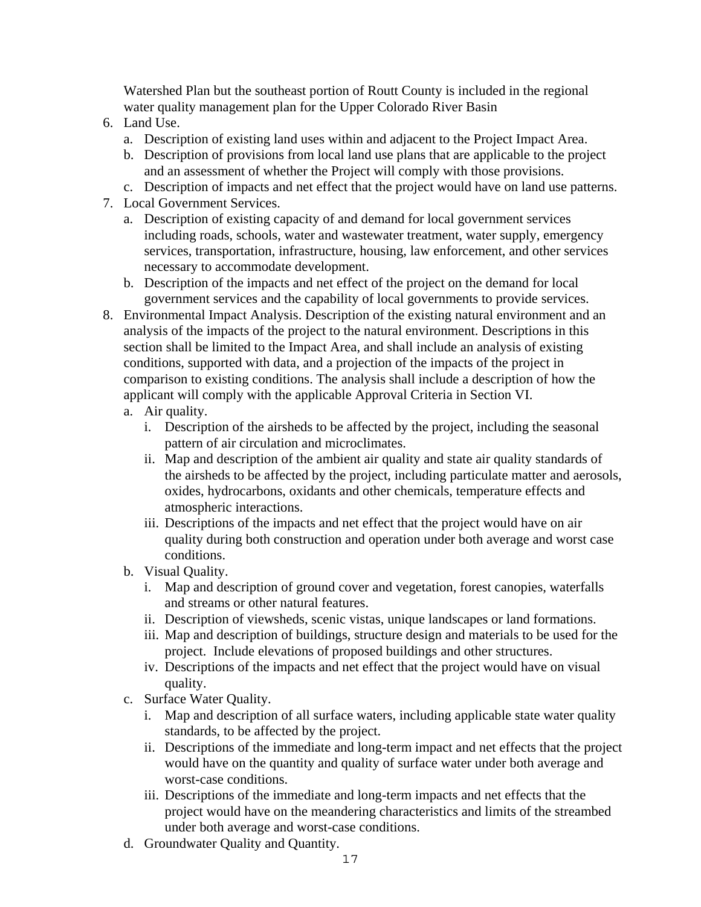Watershed Plan but the southeast portion of Routt County is included in the regional water quality management plan for the Upper Colorado River Basin

6. Land Use.
   a. Description of existing land uses within and adjacent to the Project Impact Area.
   b. Description of provisions from local land use plans that are applicable to the project and an assessment of whether the Project will comply with those provisions.
   c. Description of impacts and net effect that the project would have on land use patterns.
7. Local Government Services.
   a. Description of existing capacity of and demand for local government services including roads, schools, water and wastewater treatment, water supply, emergency services, transportation, infrastructure, housing, law enforcement, and other services necessary to accommodate development.
   b. Description of the impacts and net effect of the project on the demand for local government services and the capability of local governments to provide services.
8. Environmental Impact Analysis. Description of the existing natural environment and an analysis of the impacts of the project to the natural environment. Descriptions in this section shall be limited to the Impact Area, and shall include an analysis of existing conditions, supported with data, and a projection of the impacts of the project in comparison to existing conditions. The analysis shall include a description of how the applicant will comply with the applicable Approval Criteria in Section VI.
   a. Air quality.
      i. Description of the airsheds to be affected by the project, including the seasonal pattern of air circulation and microclimates.
      ii. Map and description of the ambient air quality and state air quality standards of the airsheds to be affected by the project, including particulate matter and aerosols, oxides, hydrocarbons, oxidants and other chemicals, temperature effects and atmospheric interactions.
      iii. Descriptions of the impacts and net effect that the project would have on air quality during both construction and operation under both average and worst case conditions.
   b. Visual Quality.
      i. Map and description of ground cover and vegetation, forest canopies, waterfalls and streams or other natural features.
      ii. Description of viewsheds, scenic vistas, unique landscapes or land formations.
      iii. Map and description of buildings, structure design and materials to be used for the project. Include elevations of proposed buildings and other structures.
      iv. Descriptions of the impacts and net effect that the project would have on visual quality.
   c. Surface Water Quality.
      i. Map and description of all surface waters, including applicable state water quality standards, to be affected by the project.
      ii. Descriptions of the immediate and long-term impact and net effects that the project would have on the quantity and quality of surface water under both average and worst-case conditions.
      iii. Descriptions of the immediate and long-term impacts and net effects that the project would have on the meandering characteristics and limits of the streambed under both average and worst-case conditions.
   d. Groundwater Quality and Quantity.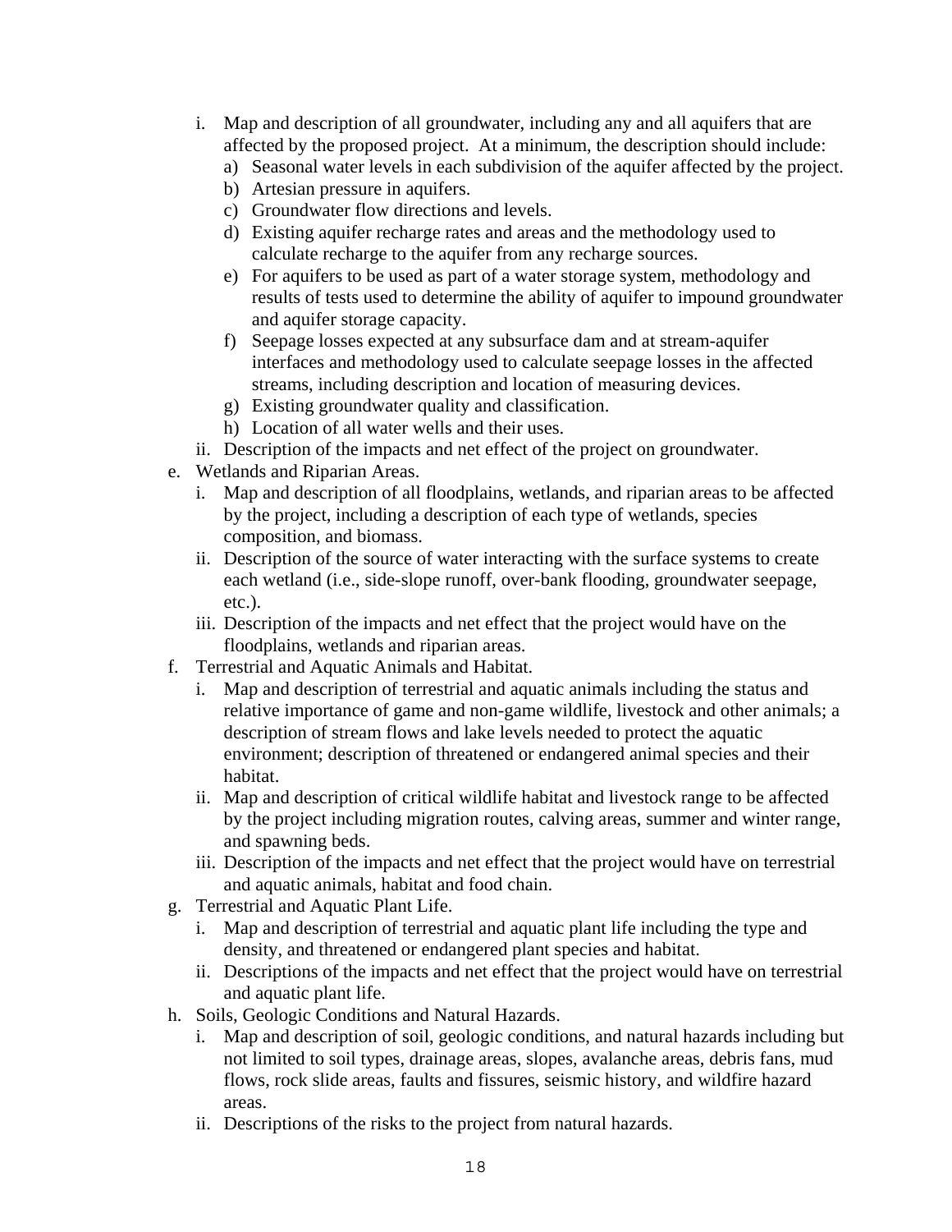- i. Map and description of all groundwater, including any and all aquifers that are affected by the proposed project. At a minimum, the description should include:
  - a) Seasonal water levels in each subdivision of the aquifer affected by the project.
  - b) Artesian pressure in aquifers.
  - c) Groundwater flow directions and levels.
  - d) Existing aquifer recharge rates and areas and the methodology used to calculate recharge to the aquifer from any recharge sources.
  - e) For aquifers to be used as part of a water storage system, methodology and results of tests used to determine the ability of aquifer to impound groundwater and aquifer storage capacity.
  - f) Seepage losses expected at any subsurface dam and at stream-aquifer interfaces and methodology used to calculate seepage losses in the affected streams, including description and location of measuring devices.
  - g) Existing groundwater quality and classification.
  - h) Location of all water wells and their uses.
- ii. Description of the impacts and net effect of the project on groundwater.

e. Wetlands and Riparian Areas.
- i. Map and description of all floodplains, wetlands, and riparian areas to be affected by the project, including a description of each type of wetlands, species composition, and biomass.
- ii. Description of the source of water interacting with the surface systems to create each wetland (i.e., side-slope runoff, over-bank flooding, groundwater seepage, etc.).
- iii. Description of the impacts and net effect that the project would have on the floodplains, wetlands and riparian areas.

f. Terrestrial and Aquatic Animals and Habitat.
- i. Map and description of terrestrial and aquatic animals including the status and relative importance of game and non-game wildlife, livestock and other animals; a description of stream flows and lake levels needed to protect the aquatic environment; description of threatened or endangered animal species and their habitat.
- ii. Map and description of critical wildlife habitat and livestock range to be affected by the project including migration routes, calving areas, summer and winter range, and spawning beds.
- iii. Description of the impacts and net effect that the project would have on terrestrial and aquatic animals, habitat and food chain.

g. Terrestrial and Aquatic Plant Life.
- i. Map and description of terrestrial and aquatic plant life including the type and density, and threatened or endangered plant species and habitat.
- ii. Descriptions of the impacts and net effect that the project would have on terrestrial and aquatic plant life.

h. Soils, Geologic Conditions and Natural Hazards.
- i. Map and description of soil, geologic conditions, and natural hazards including but not limited to soil types, drainage areas, slopes, avalanche areas, debris fans, mud flows, rock slide areas, faults and fissures, seismic history, and wildfire hazard areas.
- ii. Descriptions of the risks to the project from natural hazards.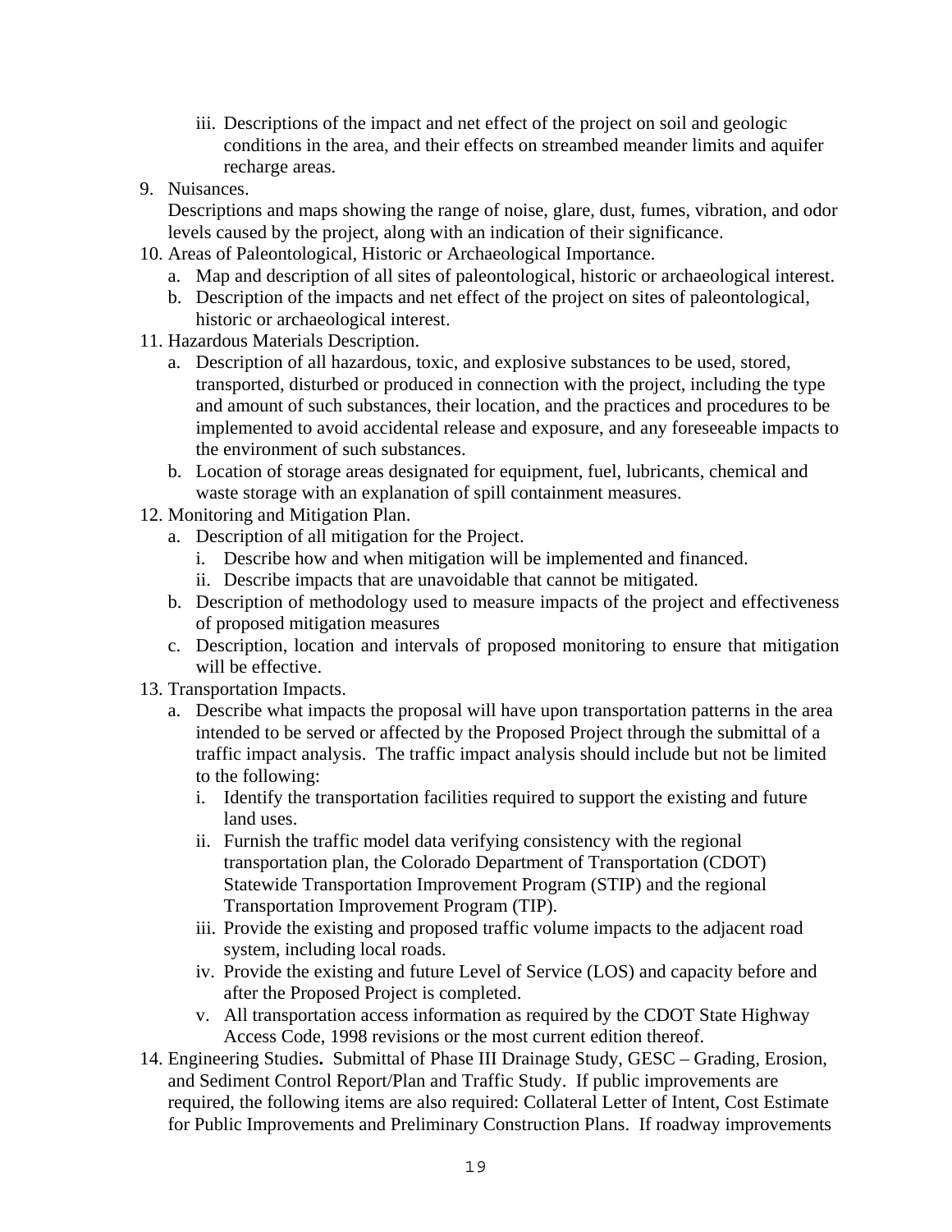iii. Descriptions of the impact and net effect of the project on soil and geologic conditions in the area, and their effects on streambed meander limits and aquifer recharge areas.

9. Nuisances.
   Descriptions and maps showing the range of noise, glare, dust, fumes, vibration, and odor levels caused by the project, along with an indication of their significance.
10. Areas of Paleontological, Historic or Archaeological Importance.
    a. Map and description of all sites of paleontological, historic or archaeological interest.
    b. Description of the impacts and net effect of the project on sites of paleontological, historic or archaeological interest.
11. Hazardous Materials Description.
    a. Description of all hazardous, toxic, and explosive substances to be used, stored, transported, disturbed or produced in connection with the project, including the type and amount of such substances, their location, and the practices and procedures to be implemented to avoid accidental release and exposure, and any foreseeable impacts to the environment of such substances.
    b. Location of storage areas designated for equipment, fuel, lubricants, chemical and waste storage with an explanation of spill containment measures.
12. Monitoring and Mitigation Plan.
    a. Description of all mitigation for the Project.
       i. Describe how and when mitigation will be implemented and financed.
       ii. Describe impacts that are unavoidable that cannot be mitigated.
    b. Description of methodology used to measure impacts of the project and effectiveness of proposed mitigation measures
    c. Description, location and intervals of proposed monitoring to ensure that mitigation will be effective.
13. Transportation Impacts.
    a. Describe what impacts the proposal will have upon transportation patterns in the area intended to be served or affected by the Proposed Project through the submittal of a traffic impact analysis. The traffic impact analysis should include but not be limited to the following:
       i. Identify the transportation facilities required to support the existing and future land uses.
       ii. Furnish the traffic model data verifying consistency with the regional transportation plan, the Colorado Department of Transportation (CDOT) Statewide Transportation Improvement Program (STIP) and the regional Transportation Improvement Program (TIP).
       iii. Provide the existing and proposed traffic volume impacts to the adjacent road system, including local roads.
       iv. Provide the existing and future Level of Service (LOS) and capacity before and after the Proposed Project is completed.
       v. All transportation access information as required by the CDOT State Highway Access Code, 1998 revisions or the most current edition thereof.
14. Engineering Studies**.** Submittal of Phase III Drainage Study, GESC – Grading, Erosion, and Sediment Control Report/Plan and Traffic Study. If public improvements are required, the following items are also required: Collateral Letter of Intent, Cost Estimate for Public Improvements and Preliminary Construction Plans. If roadway improvements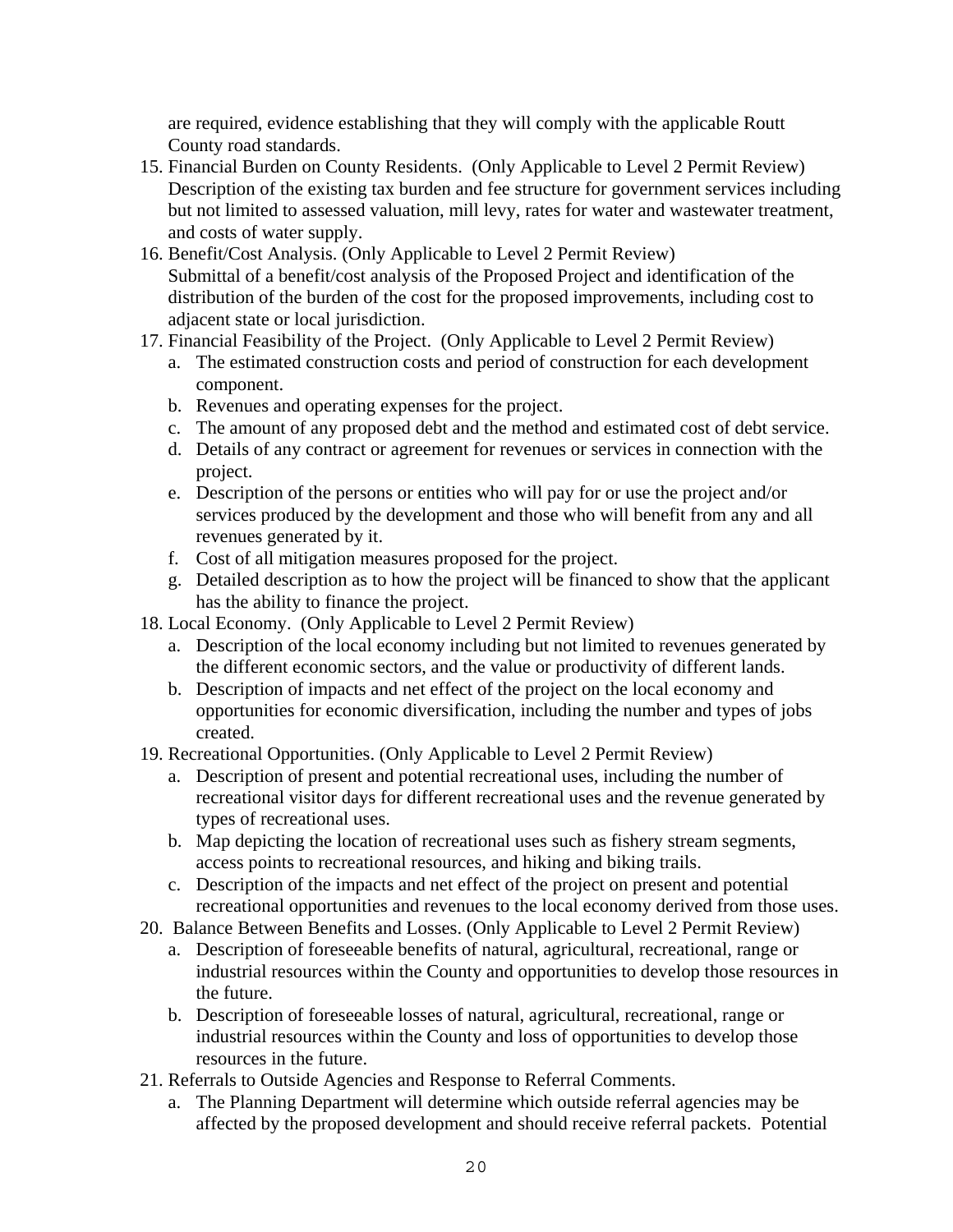are required, evidence establishing that they will comply with the applicable Routt County road standards.

15. Financial Burden on County Residents. (Only Applicable to Level 2 Permit Review) Description of the existing tax burden and fee structure for government services including but not limited to assessed valuation, mill levy, rates for water and wastewater treatment, and costs of water supply.
16. Benefit/Cost Analysis. (Only Applicable to Level 2 Permit Review) Submittal of a benefit/cost analysis of the Proposed Project and identification of the distribution of the burden of the cost for the proposed improvements, including cost to adjacent state or local jurisdiction.
17. Financial Feasibility of the Project. (Only Applicable to Level 2 Permit Review)
    a. The estimated construction costs and period of construction for each development component.
    b. Revenues and operating expenses for the project.
    c. The amount of any proposed debt and the method and estimated cost of debt service.
    d. Details of any contract or agreement for revenues or services in connection with the project.
    e. Description of the persons or entities who will pay for or use the project and/or services produced by the development and those who will benefit from any and all revenues generated by it.
    f. Cost of all mitigation measures proposed for the project.
    g. Detailed description as to how the project will be financed to show that the applicant has the ability to finance the project.
18. Local Economy. (Only Applicable to Level 2 Permit Review)
    a. Description of the local economy including but not limited to revenues generated by the different economic sectors, and the value or productivity of different lands.
    b. Description of impacts and net effect of the project on the local economy and opportunities for economic diversification, including the number and types of jobs created.
19. Recreational Opportunities. (Only Applicable to Level 2 Permit Review)
    a. Description of present and potential recreational uses, including the number of recreational visitor days for different recreational uses and the revenue generated by types of recreational uses.
    b. Map depicting the location of recreational uses such as fishery stream segments, access points to recreational resources, and hiking and biking trails.
    c. Description of the impacts and net effect of the project on present and potential recreational opportunities and revenues to the local economy derived from those uses.
20. Balance Between Benefits and Losses. (Only Applicable to Level 2 Permit Review)
    a. Description of foreseeable benefits of natural, agricultural, recreational, range or industrial resources within the County and opportunities to develop those resources in the future.
    b. Description of foreseeable losses of natural, agricultural, recreational, range or industrial resources within the County and loss of opportunities to develop those resources in the future.
21. Referrals to Outside Agencies and Response to Referral Comments.
    a. The Planning Department will determine which outside referral agencies may be affected by the proposed development and should receive referral packets. Potential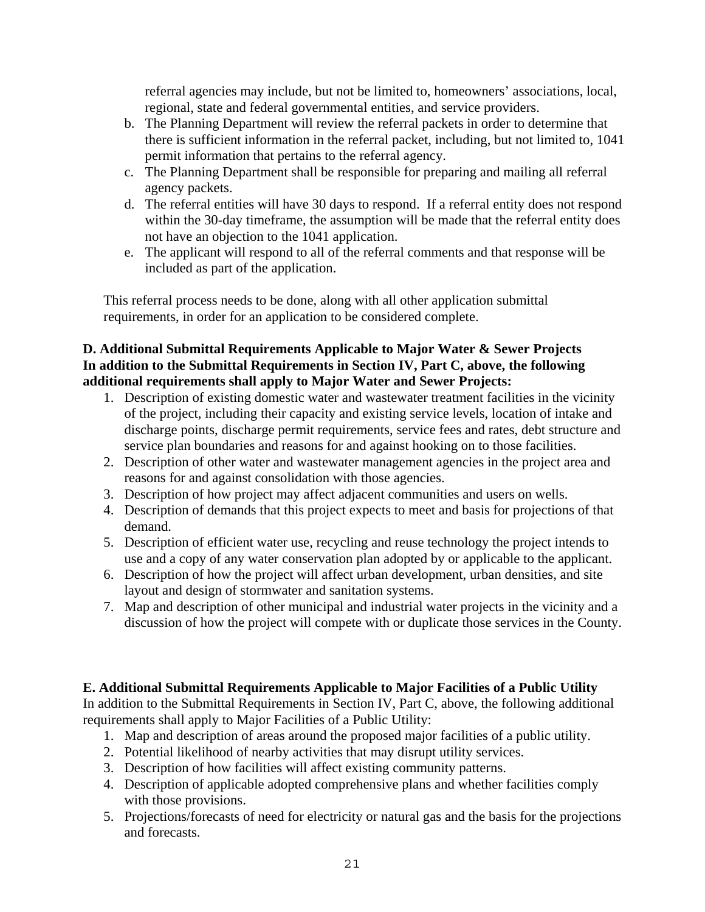referral agencies may include, but not be limited to, homeowners' associations, local, regional, state and federal governmental entities, and service providers.

b. The Planning Department will review the referral packets in order to determine that there is sufficient information in the referral packet, including, but not limited to, 1041 permit information that pertains to the referral agency.
c. The Planning Department shall be responsible for preparing and mailing all referral agency packets.
d. The referral entities will have 30 days to respond. If a referral entity does not respond within the 30-day timeframe, the assumption will be made that the referral entity does not have an objection to the 1041 application.
e. The applicant will respond to all of the referral comments and that response will be included as part of the application.

This referral process needs to be done, along with all other application submittal requirements, in order for an application to be considered complete.

**D. Additional Submittal Requirements Applicable to Major Water & Sewer Projects**
**In addition to the Submittal Requirements in Section IV, Part C, above, the following additional requirements shall apply to Major Water and Sewer Projects:**

1. Description of existing domestic water and wastewater treatment facilities in the vicinity of the project, including their capacity and existing service levels, location of intake and discharge points, discharge permit requirements, service fees and rates, debt structure and service plan boundaries and reasons for and against hooking on to those facilities.
2. Description of other water and wastewater management agencies in the project area and reasons for and against consolidation with those agencies.
3. Description of how project may affect adjacent communities and users on wells.
4. Description of demands that this project expects to meet and basis for projections of that demand.
5. Description of efficient water use, recycling and reuse technology the project intends to use and a copy of any water conservation plan adopted by or applicable to the applicant.
6. Description of how the project will affect urban development, urban densities, and site layout and design of stormwater and sanitation systems.
7. Map and description of other municipal and industrial water projects in the vicinity and a discussion of how the project will compete with or duplicate those services in the County.

**E. Additional Submittal Requirements Applicable to Major Facilities of a Public Utility**
In addition to the Submittal Requirements in Section IV, Part C, above, the following additional requirements shall apply to Major Facilities of a Public Utility:

1. Map and description of areas around the proposed major facilities of a public utility.
2. Potential likelihood of nearby activities that may disrupt utility services.
3. Description of how facilities will affect existing community patterns.
4. Description of applicable adopted comprehensive plans and whether facilities comply with those provisions.
5. Projections/forecasts of need for electricity or natural gas and the basis for the projections and forecasts.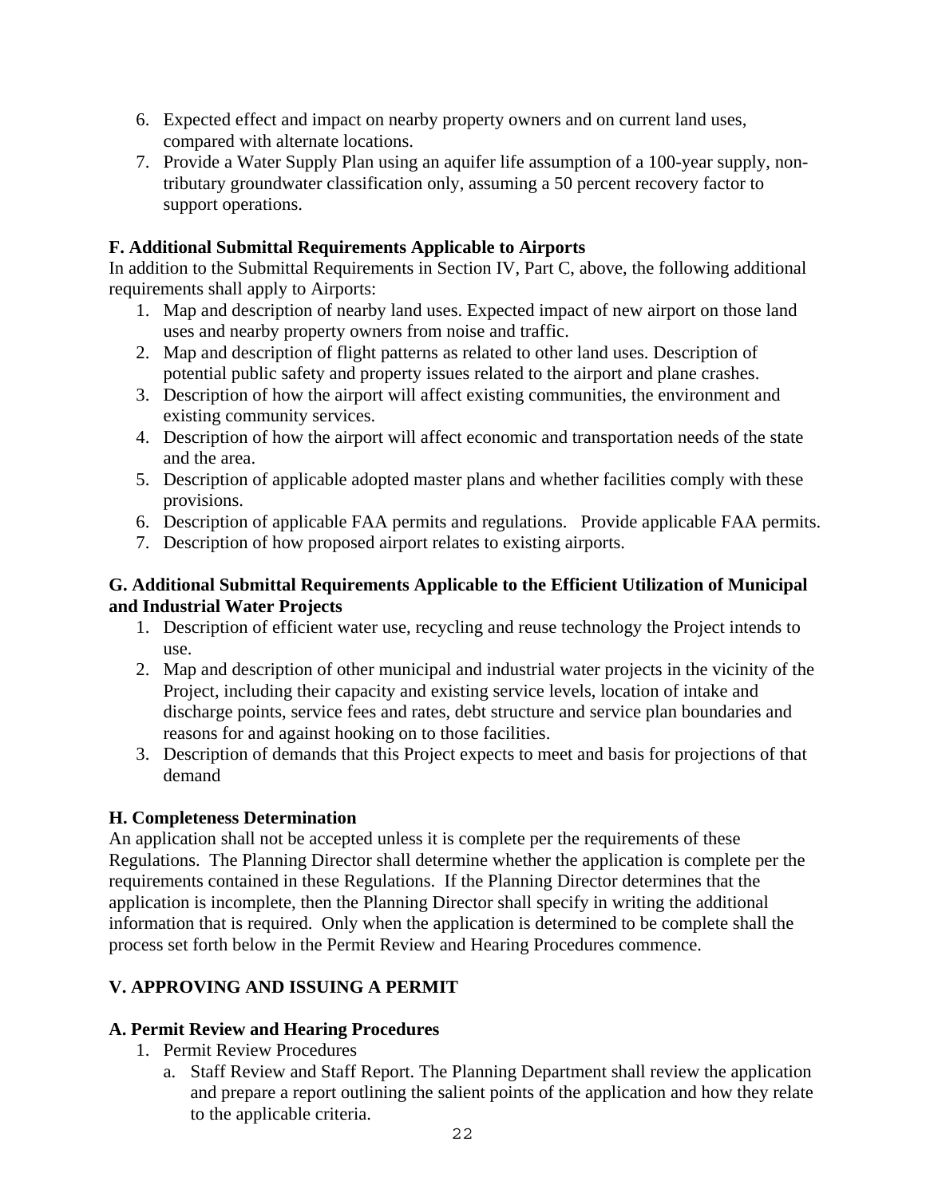6. Expected effect and impact on nearby property owners and on current land uses, compared with alternate locations.
7. Provide a Water Supply Plan using an aquifer life assumption of a 100-year supply, non-tributary groundwater classification only, assuming a 50 percent recovery factor to support operations.

**F. Additional Submittal Requirements Applicable to Airports**

In addition to the Submittal Requirements in Section IV, Part C, above, the following additional requirements shall apply to Airports:

1. Map and description of nearby land uses. Expected impact of new airport on those land uses and nearby property owners from noise and traffic.
2. Map and description of flight patterns as related to other land uses. Description of potential public safety and property issues related to the airport and plane crashes.
3. Description of how the airport will affect existing communities, the environment and existing community services.
4. Description of how the airport will affect economic and transportation needs of the state and the area.
5. Description of applicable adopted master plans and whether facilities comply with these provisions.
6. Description of applicable FAA permits and regulations. Provide applicable FAA permits.
7. Description of how proposed airport relates to existing airports.

**G. Additional Submittal Requirements Applicable to the Efficient Utilization of Municipal and Industrial Water Projects**

1. Description of efficient water use, recycling and reuse technology the Project intends to use.
2. Map and description of other municipal and industrial water projects in the vicinity of the Project, including their capacity and existing service levels, location of intake and discharge points, service fees and rates, debt structure and service plan boundaries and reasons for and against hooking on to those facilities.
3. Description of demands that this Project expects to meet and basis for projections of that demand

**H. Completeness Determination**

An application shall not be accepted unless it is complete per the requirements of these Regulations. The Planning Director shall determine whether the application is complete per the requirements contained in these Regulations. If the Planning Director determines that the application is incomplete, then the Planning Director shall specify in writing the additional information that is required. Only when the application is determined to be complete shall the process set forth below in the Permit Review and Hearing Procedures commence.

## V. APPROVING AND ISSUING A PERMIT

**A. Permit Review and Hearing Procedures**

1. Permit Review Procedures
   a. Staff Review and Staff Report. The Planning Department shall review the application and prepare a report outlining the salient points of the application and how they relate to the applicable criteria.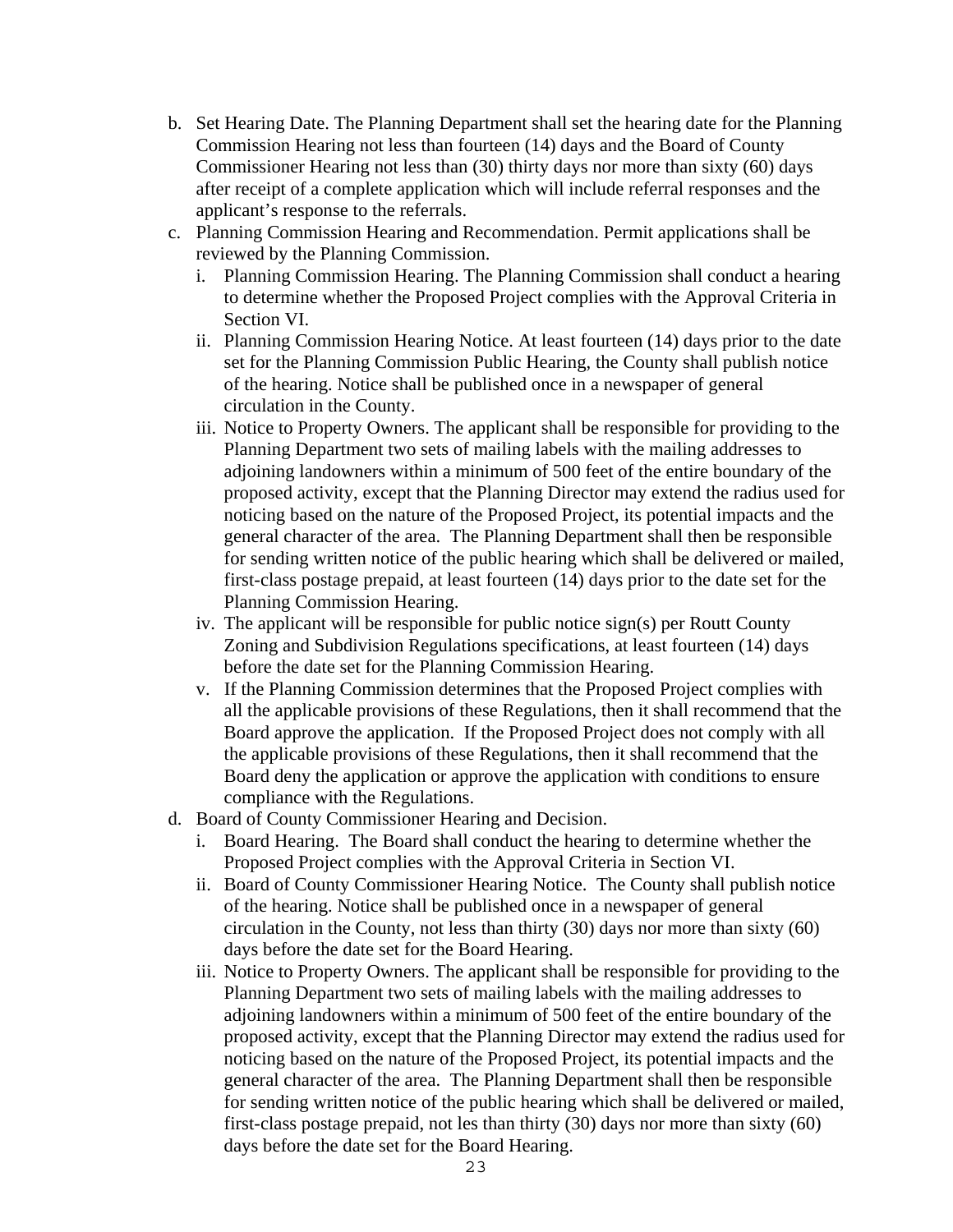b. Set Hearing Date. The Planning Department shall set the hearing date for the Planning Commission Hearing not less than fourteen (14) days and the Board of County Commissioner Hearing not less than (30) thirty days nor more than sixty (60) days after receipt of a complete application which will include referral responses and the applicant's response to the referrals.

c. Planning Commission Hearing and Recommendation. Permit applications shall be reviewed by the Planning Commission.

   i. Planning Commission Hearing. The Planning Commission shall conduct a hearing to determine whether the Proposed Project complies with the Approval Criteria in Section VI.

   ii. Planning Commission Hearing Notice. At least fourteen (14) days prior to the date set for the Planning Commission Public Hearing, the County shall publish notice of the hearing. Notice shall be published once in a newspaper of general circulation in the County.

   iii. Notice to Property Owners. The applicant shall be responsible for providing to the Planning Department two sets of mailing labels with the mailing addresses to adjoining landowners within a minimum of 500 feet of the entire boundary of the proposed activity, except that the Planning Director may extend the radius used for noticing based on the nature of the Proposed Project, its potential impacts and the general character of the area. The Planning Department shall then be responsible for sending written notice of the public hearing which shall be delivered or mailed, first-class postage prepaid, at least fourteen (14) days prior to the date set for the Planning Commission Hearing.

   iv. The applicant will be responsible for public notice sign(s) per Routt County Zoning and Subdivision Regulations specifications, at least fourteen (14) days before the date set for the Planning Commission Hearing.

   v. If the Planning Commission determines that the Proposed Project complies with all the applicable provisions of these Regulations, then it shall recommend that the Board approve the application. If the Proposed Project does not comply with all the applicable provisions of these Regulations, then it shall recommend that the Board deny the application or approve the application with conditions to ensure compliance with the Regulations.

d. Board of County Commissioner Hearing and Decision.

   i. Board Hearing. The Board shall conduct the hearing to determine whether the Proposed Project complies with the Approval Criteria in Section VI.

   ii. Board of County Commissioner Hearing Notice. The County shall publish notice of the hearing. Notice shall be published once in a newspaper of general circulation in the County, not less than thirty (30) days nor more than sixty (60) days before the date set for the Board Hearing.

   iii. Notice to Property Owners. The applicant shall be responsible for providing to the Planning Department two sets of mailing labels with the mailing addresses to adjoining landowners within a minimum of 500 feet of the entire boundary of the proposed activity, except that the Planning Director may extend the radius used for noticing based on the nature of the Proposed Project, its potential impacts and the general character of the area. The Planning Department shall then be responsible for sending written notice of the public hearing which shall be delivered or mailed, first-class postage prepaid, not les than thirty (30) days nor more than sixty (60) days before the date set for the Board Hearing.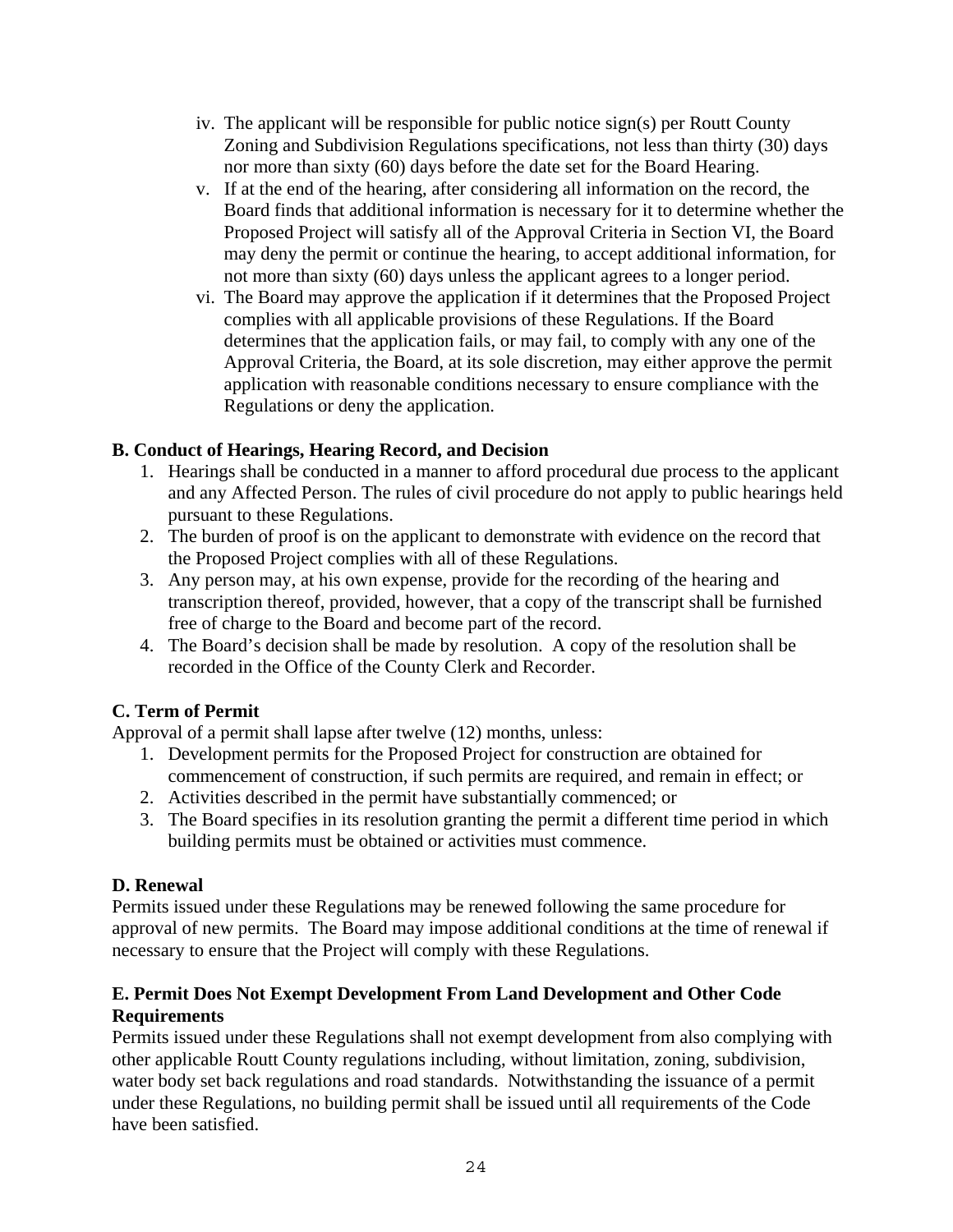iv. The applicant will be responsible for public notice sign(s) per Routt County Zoning and Subdivision Regulations specifications, not less than thirty (30) days nor more than sixty (60) days before the date set for the Board Hearing.

v. If at the end of the hearing, after considering all information on the record, the Board finds that additional information is necessary for it to determine whether the Proposed Project will satisfy all of the Approval Criteria in Section VI, the Board may deny the permit or continue the hearing, to accept additional information, for not more than sixty (60) days unless the applicant agrees to a longer period.

vi. The Board may approve the application if it determines that the Proposed Project complies with all applicable provisions of these Regulations. If the Board determines that the application fails, or may fail, to comply with any one of the Approval Criteria, the Board, at its sole discretion, may either approve the permit application with reasonable conditions necessary to ensure compliance with the Regulations or deny the application.

**B. Conduct of Hearings, Hearing Record, and Decision**

1. Hearings shall be conducted in a manner to afford procedural due process to the applicant and any Affected Person. The rules of civil procedure do not apply to public hearings held pursuant to these Regulations.
2. The burden of proof is on the applicant to demonstrate with evidence on the record that the Proposed Project complies with all of these Regulations.
3. Any person may, at his own expense, provide for the recording of the hearing and transcription thereof, provided, however, that a copy of the transcript shall be furnished free of charge to the Board and become part of the record.
4. The Board's decision shall be made by resolution. A copy of the resolution shall be recorded in the Office of the County Clerk and Recorder.

**C. Term of Permit**

Approval of a permit shall lapse after twelve (12) months, unless:

1. Development permits for the Proposed Project for construction are obtained for commencement of construction, if such permits are required, and remain in effect; or
2. Activities described in the permit have substantially commenced; or
3. The Board specifies in its resolution granting the permit a different time period in which building permits must be obtained or activities must commence.

**D. Renewal**

Permits issued under these Regulations may be renewed following the same procedure for approval of new permits. The Board may impose additional conditions at the time of renewal if necessary to ensure that the Project will comply with these Regulations.

**E. Permit Does Not Exempt Development From Land Development and Other Code Requirements**

Permits issued under these Regulations shall not exempt development from also complying with other applicable Routt County regulations including, without limitation, zoning, subdivision, water body set back regulations and road standards. Notwithstanding the issuance of a permit under these Regulations, no building permit shall be issued until all requirements of the Code have been satisfied.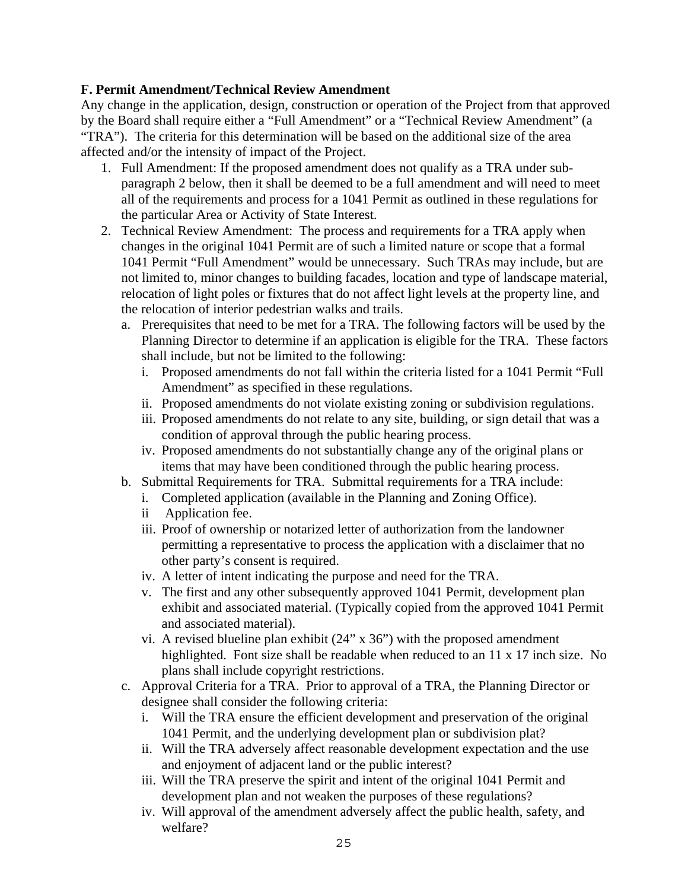**F. Permit Amendment/Technical Review Amendment**

Any change in the application, design, construction or operation of the Project from that approved by the Board shall require either a "Full Amendment" or a "Technical Review Amendment" (a "TRA"). The criteria for this determination will be based on the additional size of the area affected and/or the intensity of impact of the Project.

1. Full Amendment: If the proposed amendment does not qualify as a TRA under sub-paragraph 2 below, then it shall be deemed to be a full amendment and will need to meet all of the requirements and process for a 1041 Permit as outlined in these regulations for the particular Area or Activity of State Interest.
2. Technical Review Amendment: The process and requirements for a TRA apply when changes in the original 1041 Permit are of such a limited nature or scope that a formal 1041 Permit "Full Amendment" would be unnecessary. Such TRAs may include, but are not limited to, minor changes to building facades, location and type of landscape material, relocation of light poles or fixtures that do not affect light levels at the property line, and the relocation of interior pedestrian walks and trails.
   a. Prerequisites that need to be met for a TRA. The following factors will be used by the Planning Director to determine if an application is eligible for the TRA. These factors shall include, but not be limited to the following:
      i. Proposed amendments do not fall within the criteria listed for a 1041 Permit "Full Amendment" as specified in these regulations.
      ii. Proposed amendments do not violate existing zoning or subdivision regulations.
      iii. Proposed amendments do not relate to any site, building, or sign detail that was a condition of approval through the public hearing process.
      iv. Proposed amendments do not substantially change any of the original plans or items that may have been conditioned through the public hearing process.
   b. Submittal Requirements for TRA. Submittal requirements for a TRA include:
      i. Completed application (available in the Planning and Zoning Office).
      ii Application fee.
      iii. Proof of ownership or notarized letter of authorization from the landowner permitting a representative to process the application with a disclaimer that no other party's consent is required.
      iv. A letter of intent indicating the purpose and need for the TRA.
      v. The first and any other subsequently approved 1041 Permit, development plan exhibit and associated material. (Typically copied from the approved 1041 Permit and associated material).
      vi. A revised blueline plan exhibit (24" x 36") with the proposed amendment highlighted. Font size shall be readable when reduced to an 11 x 17 inch size. No plans shall include copyright restrictions.
   c. Approval Criteria for a TRA. Prior to approval of a TRA, the Planning Director or designee shall consider the following criteria:
      i. Will the TRA ensure the efficient development and preservation of the original 1041 Permit, and the underlying development plan or subdivision plat?
      ii. Will the TRA adversely affect reasonable development expectation and the use and enjoyment of adjacent land or the public interest?
      iii. Will the TRA preserve the spirit and intent of the original 1041 Permit and development plan and not weaken the purposes of these regulations?
      iv. Will approval of the amendment adversely affect the public health, safety, and welfare?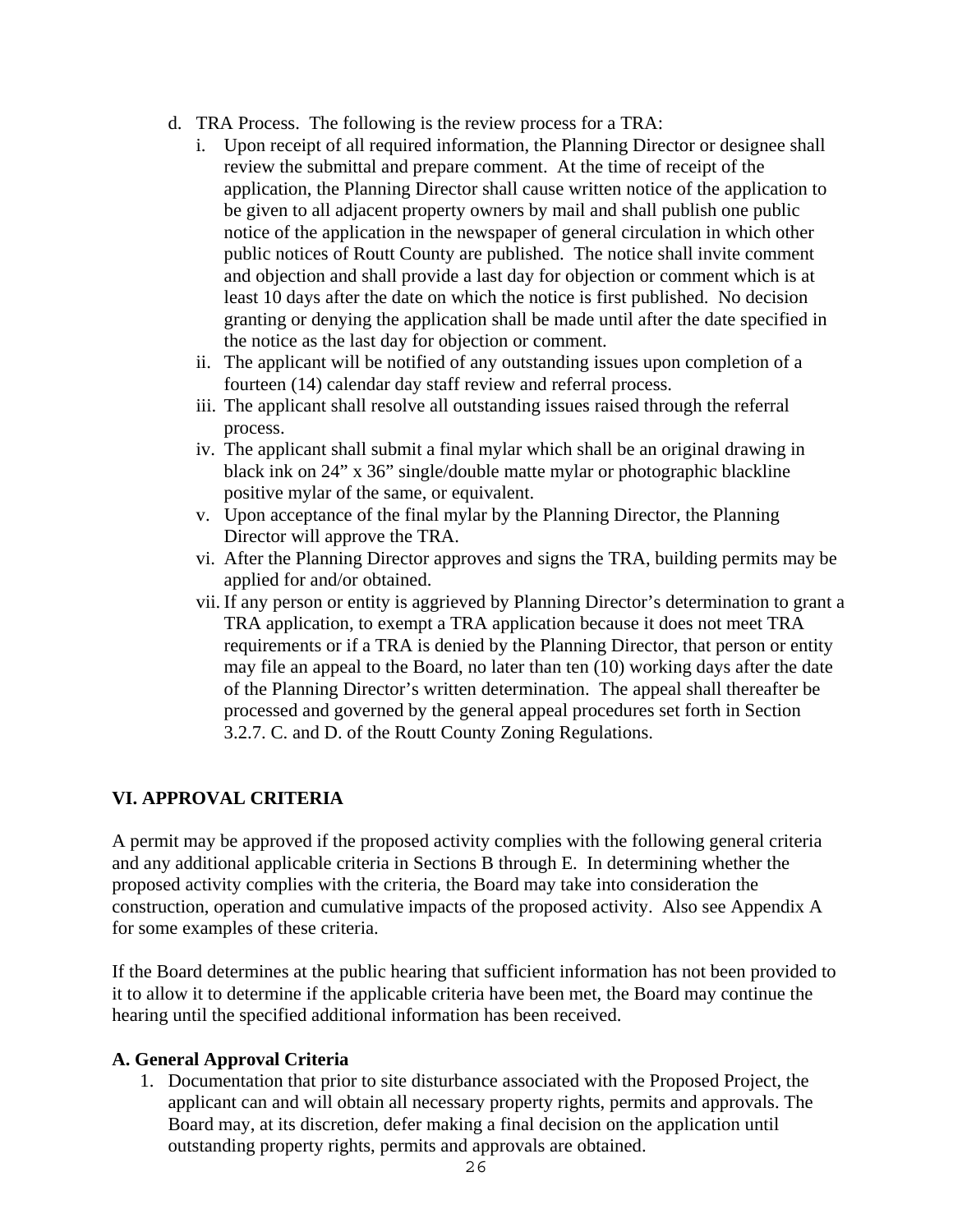d. TRA Process. The following is the review process for a TRA:
   i. Upon receipt of all required information, the Planning Director or designee shall review the submittal and prepare comment. At the time of receipt of the application, the Planning Director shall cause written notice of the application to be given to all adjacent property owners by mail and shall publish one public notice of the application in the newspaper of general circulation in which other public notices of Routt County are published. The notice shall invite comment and objection and shall provide a last day for objection or comment which is at least 10 days after the date on which the notice is first published. No decision granting or denying the application shall be made until after the date specified in the notice as the last day for objection or comment.
   ii. The applicant will be notified of any outstanding issues upon completion of a fourteen (14) calendar day staff review and referral process.
   iii. The applicant shall resolve all outstanding issues raised through the referral process.
   iv. The applicant shall submit a final mylar which shall be an original drawing in black ink on 24" x 36" single/double matte mylar or photographic blackline positive mylar of the same, or equivalent.
   v. Upon acceptance of the final mylar by the Planning Director, the Planning Director will approve the TRA.
   vi. After the Planning Director approves and signs the TRA, building permits may be applied for and/or obtained.
   vii. If any person or entity is aggrieved by Planning Director's determination to grant a TRA application, to exempt a TRA application because it does not meet TRA requirements or if a TRA is denied by the Planning Director, that person or entity may file an appeal to the Board, no later than ten (10) working days after the date of the Planning Director's written determination. The appeal shall thereafter be processed and governed by the general appeal procedures set forth in Section 3.2.7. C. and D. of the Routt County Zoning Regulations.

## VI. APPROVAL CRITERIA

A permit may be approved if the proposed activity complies with the following general criteria and any additional applicable criteria in Sections B through E. In determining whether the proposed activity complies with the criteria, the Board may take into consideration the construction, operation and cumulative impacts of the proposed activity. Also see Appendix A for some examples of these criteria.

If the Board determines at the public hearing that sufficient information has not been provided to it to allow it to determine if the applicable criteria have been met, the Board may continue the hearing until the specified additional information has been received.

### A. General Approval Criteria

1. Documentation that prior to site disturbance associated with the Proposed Project, the applicant can and will obtain all necessary property rights, permits and approvals. The Board may, at its discretion, defer making a final decision on the application until outstanding property rights, permits and approvals are obtained.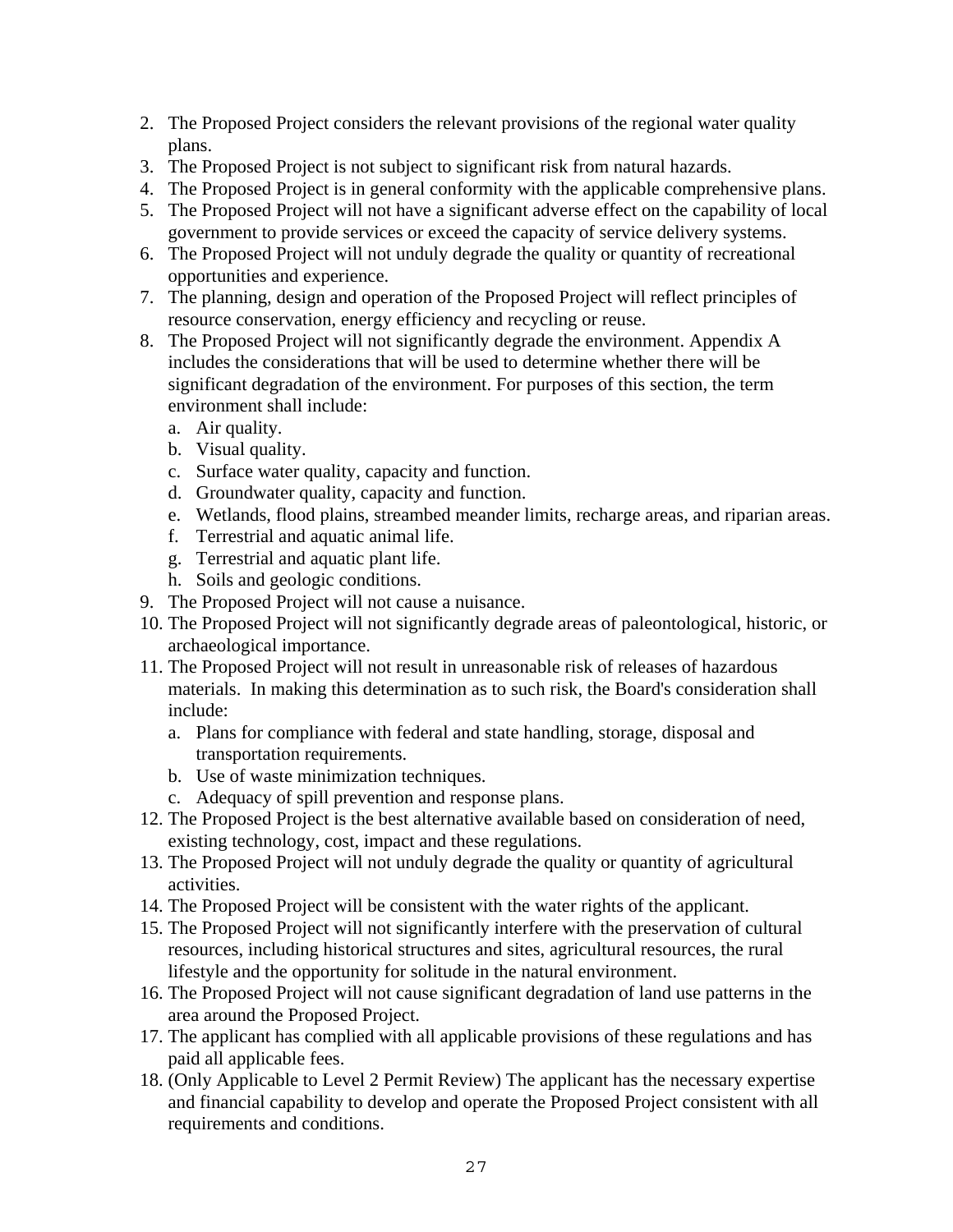2. The Proposed Project considers the relevant provisions of the regional water quality plans.
3. The Proposed Project is not subject to significant risk from natural hazards.
4. The Proposed Project is in general conformity with the applicable comprehensive plans.
5. The Proposed Project will not have a significant adverse effect on the capability of local government to provide services or exceed the capacity of service delivery systems.
6. The Proposed Project will not unduly degrade the quality or quantity of recreational opportunities and experience.
7. The planning, design and operation of the Proposed Project will reflect principles of resource conservation, energy efficiency and recycling or reuse.
8. The Proposed Project will not significantly degrade the environment. Appendix A includes the considerations that will be used to determine whether there will be significant degradation of the environment. For purposes of this section, the term environment shall include:
   a. Air quality.
   b. Visual quality.
   c. Surface water quality, capacity and function.
   d. Groundwater quality, capacity and function.
   e. Wetlands, flood plains, streambed meander limits, recharge areas, and riparian areas.
   f. Terrestrial and aquatic animal life.
   g. Terrestrial and aquatic plant life.
   h. Soils and geologic conditions.
9. The Proposed Project will not cause a nuisance.
10. The Proposed Project will not significantly degrade areas of paleontological, historic, or archaeological importance.
11. The Proposed Project will not result in unreasonable risk of releases of hazardous materials. In making this determination as to such risk, the Board's consideration shall include:
    a. Plans for compliance with federal and state handling, storage, disposal and transportation requirements.
    b. Use of waste minimization techniques.
    c. Adequacy of spill prevention and response plans.
12. The Proposed Project is the best alternative available based on consideration of need, existing technology, cost, impact and these regulations.
13. The Proposed Project will not unduly degrade the quality or quantity of agricultural activities.
14. The Proposed Project will be consistent with the water rights of the applicant.
15. The Proposed Project will not significantly interfere with the preservation of cultural resources, including historical structures and sites, agricultural resources, the rural lifestyle and the opportunity for solitude in the natural environment.
16. The Proposed Project will not cause significant degradation of land use patterns in the area around the Proposed Project.
17. The applicant has complied with all applicable provisions of these regulations and has paid all applicable fees.
18. (Only Applicable to Level 2 Permit Review) The applicant has the necessary expertise and financial capability to develop and operate the Proposed Project consistent with all requirements and conditions.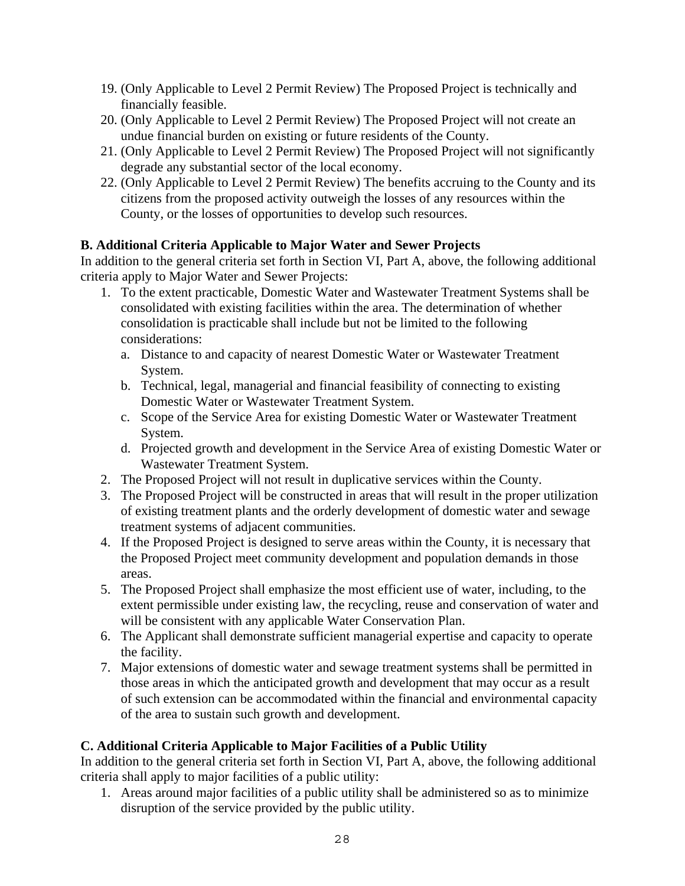19. (Only Applicable to Level 2 Permit Review) The Proposed Project is technically and financially feasible.
20. (Only Applicable to Level 2 Permit Review) The Proposed Project will not create an undue financial burden on existing or future residents of the County.
21. (Only Applicable to Level 2 Permit Review) The Proposed Project will not significantly degrade any substantial sector of the local economy.
22. (Only Applicable to Level 2 Permit Review) The benefits accruing to the County and its citizens from the proposed activity outweigh the losses of any resources within the County, or the losses of opportunities to develop such resources.

**B. Additional Criteria Applicable to Major Water and Sewer Projects**

In addition to the general criteria set forth in Section VI, Part A, above, the following additional criteria apply to Major Water and Sewer Projects:

1. To the extent practicable, Domestic Water and Wastewater Treatment Systems shall be consolidated with existing facilities within the area. The determination of whether consolidation is practicable shall include but not be limited to the following considerations:
   a. Distance to and capacity of nearest Domestic Water or Wastewater Treatment System.
   b. Technical, legal, managerial and financial feasibility of connecting to existing Domestic Water or Wastewater Treatment System.
   c. Scope of the Service Area for existing Domestic Water or Wastewater Treatment System.
   d. Projected growth and development in the Service Area of existing Domestic Water or Wastewater Treatment System.
2. The Proposed Project will not result in duplicative services within the County.
3. The Proposed Project will be constructed in areas that will result in the proper utilization of existing treatment plants and the orderly development of domestic water and sewage treatment systems of adjacent communities.
4. If the Proposed Project is designed to serve areas within the County, it is necessary that the Proposed Project meet community development and population demands in those areas.
5. The Proposed Project shall emphasize the most efficient use of water, including, to the extent permissible under existing law, the recycling, reuse and conservation of water and will be consistent with any applicable Water Conservation Plan.
6. The Applicant shall demonstrate sufficient managerial expertise and capacity to operate the facility.
7. Major extensions of domestic water and sewage treatment systems shall be permitted in those areas in which the anticipated growth and development that may occur as a result of such extension can be accommodated within the financial and environmental capacity of the area to sustain such growth and development.

**C. Additional Criteria Applicable to Major Facilities of a Public Utility**

In addition to the general criteria set forth in Section VI, Part A, above, the following additional criteria shall apply to major facilities of a public utility:

1. Areas around major facilities of a public utility shall be administered so as to minimize disruption of the service provided by the public utility.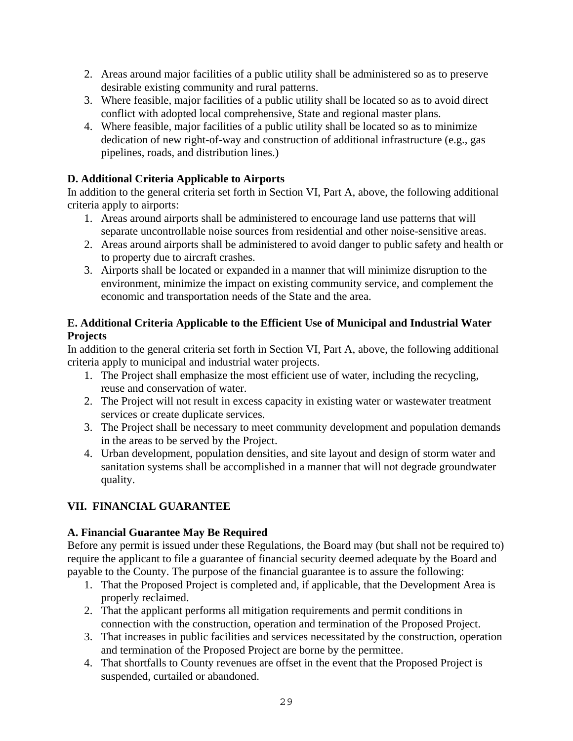2. Areas around major facilities of a public utility shall be administered so as to preserve desirable existing community and rural patterns.
3. Where feasible, major facilities of a public utility shall be located so as to avoid direct conflict with adopted local comprehensive, State and regional master plans.
4. Where feasible, major facilities of a public utility shall be located so as to minimize dedication of new right-of-way and construction of additional infrastructure (e.g., gas pipelines, roads, and distribution lines.)

**D. Additional Criteria Applicable to Airports**

In addition to the general criteria set forth in Section VI, Part A, above, the following additional criteria apply to airports:

1. Areas around airports shall be administered to encourage land use patterns that will separate uncontrollable noise sources from residential and other noise-sensitive areas.
2. Areas around airports shall be administered to avoid danger to public safety and health or to property due to aircraft crashes.
3. Airports shall be located or expanded in a manner that will minimize disruption to the environment, minimize the impact on existing community service, and complement the economic and transportation needs of the State and the area.

**E. Additional Criteria Applicable to the Efficient Use of Municipal and Industrial Water Projects**

In addition to the general criteria set forth in Section VI, Part A, above, the following additional criteria apply to municipal and industrial water projects.

1. The Project shall emphasize the most efficient use of water, including the recycling, reuse and conservation of water.
2. The Project will not result in excess capacity in existing water or wastewater treatment services or create duplicate services.
3. The Project shall be necessary to meet community development and population demands in the areas to be served by the Project.
4. Urban development, population densities, and site layout and design of storm water and sanitation systems shall be accomplished in a manner that will not degrade groundwater quality.

## VII. FINANCIAL GUARANTEE

**A. Financial Guarantee May Be Required**

Before any permit is issued under these Regulations, the Board may (but shall not be required to) require the applicant to file a guarantee of financial security deemed adequate by the Board and payable to the County. The purpose of the financial guarantee is to assure the following:

1. That the Proposed Project is completed and, if applicable, that the Development Area is properly reclaimed.
2. That the applicant performs all mitigation requirements and permit conditions in connection with the construction, operation and termination of the Proposed Project.
3. That increases in public facilities and services necessitated by the construction, operation and termination of the Proposed Project are borne by the permittee.
4. That shortfalls to County revenues are offset in the event that the Proposed Project is suspended, curtailed or abandoned.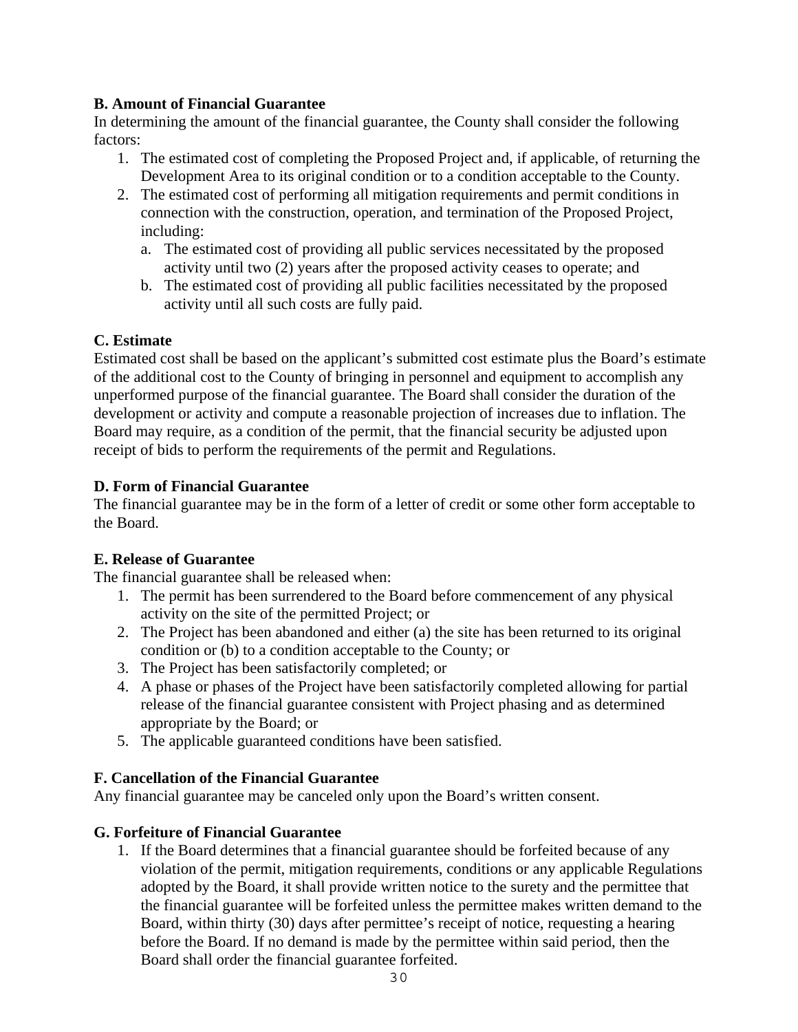**B. Amount of Financial Guarantee**

In determining the amount of the financial guarantee, the County shall consider the following factors:

1. The estimated cost of completing the Proposed Project and, if applicable, of returning the Development Area to its original condition or to a condition acceptable to the County.
2. The estimated cost of performing all mitigation requirements and permit conditions in connection with the construction, operation, and termination of the Proposed Project, including:
   a. The estimated cost of providing all public services necessitated by the proposed activity until two (2) years after the proposed activity ceases to operate; and
   b. The estimated cost of providing all public facilities necessitated by the proposed activity until all such costs are fully paid.

**C. Estimate**

Estimated cost shall be based on the applicant's submitted cost estimate plus the Board's estimate of the additional cost to the County of bringing in personnel and equipment to accomplish any unperformed purpose of the financial guarantee. The Board shall consider the duration of the development or activity and compute a reasonable projection of increases due to inflation. The Board may require, as a condition of the permit, that the financial security be adjusted upon receipt of bids to perform the requirements of the permit and Regulations.

**D. Form of Financial Guarantee**

The financial guarantee may be in the form of a letter of credit or some other form acceptable to the Board.

**E. Release of Guarantee**

The financial guarantee shall be released when:

1. The permit has been surrendered to the Board before commencement of any physical activity on the site of the permitted Project; or
2. The Project has been abandoned and either (a) the site has been returned to its original condition or (b) to a condition acceptable to the County; or
3. The Project has been satisfactorily completed; or
4. A phase or phases of the Project have been satisfactorily completed allowing for partial release of the financial guarantee consistent with Project phasing and as determined appropriate by the Board; or
5. The applicable guaranteed conditions have been satisfied.

**F. Cancellation of the Financial Guarantee**

Any financial guarantee may be canceled only upon the Board's written consent.

**G. Forfeiture of Financial Guarantee**

1. If the Board determines that a financial guarantee should be forfeited because of any violation of the permit, mitigation requirements, conditions or any applicable Regulations adopted by the Board, it shall provide written notice to the surety and the permittee that the financial guarantee will be forfeited unless the permittee makes written demand to the Board, within thirty (30) days after permittee's receipt of notice, requesting a hearing before the Board. If no demand is made by the permittee within said period, then the Board shall order the financial guarantee forfeited.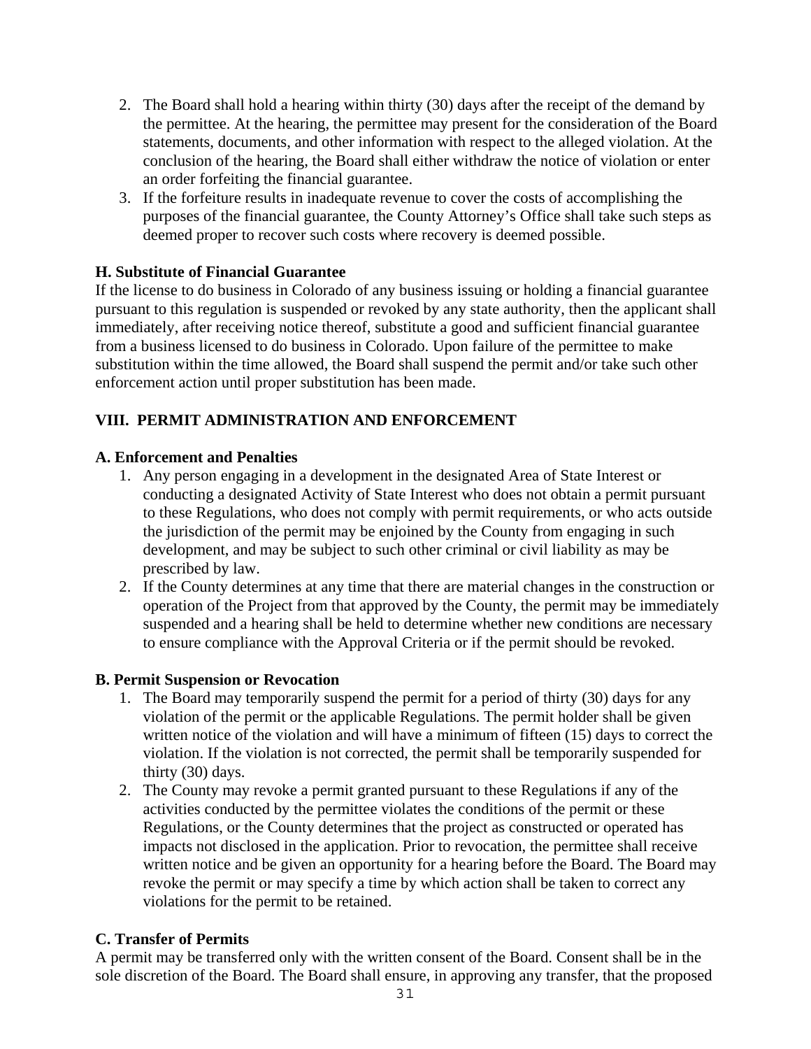2. The Board shall hold a hearing within thirty (30) days after the receipt of the demand by the permittee. At the hearing, the permittee may present for the consideration of the Board statements, documents, and other information with respect to the alleged violation. At the conclusion of the hearing, the Board shall either withdraw the notice of violation or enter an order forfeiting the financial guarantee.
3. If the forfeiture results in inadequate revenue to cover the costs of accomplishing the purposes of the financial guarantee, the County Attorney's Office shall take such steps as deemed proper to recover such costs where recovery is deemed possible.

**H. Substitute of Financial Guarantee**

If the license to do business in Colorado of any business issuing or holding a financial guarantee pursuant to this regulation is suspended or revoked by any state authority, then the applicant shall immediately, after receiving notice thereof, substitute a good and sufficient financial guarantee from a business licensed to do business in Colorado. Upon failure of the permittee to make substitution within the time allowed, the Board shall suspend the permit and/or take such other enforcement action until proper substitution has been made.

## VIII. PERMIT ADMINISTRATION AND ENFORCEMENT

**A. Enforcement and Penalties**

1. Any person engaging in a development in the designated Area of State Interest or conducting a designated Activity of State Interest who does not obtain a permit pursuant to these Regulations, who does not comply with permit requirements, or who acts outside the jurisdiction of the permit may be enjoined by the County from engaging in such development, and may be subject to such other criminal or civil liability as may be prescribed by law.
2. If the County determines at any time that there are material changes in the construction or operation of the Project from that approved by the County, the permit may be immediately suspended and a hearing shall be held to determine whether new conditions are necessary to ensure compliance with the Approval Criteria or if the permit should be revoked.

**B. Permit Suspension or Revocation**

1. The Board may temporarily suspend the permit for a period of thirty (30) days for any violation of the permit or the applicable Regulations. The permit holder shall be given written notice of the violation and will have a minimum of fifteen (15) days to correct the violation. If the violation is not corrected, the permit shall be temporarily suspended for thirty (30) days.
2. The County may revoke a permit granted pursuant to these Regulations if any of the activities conducted by the permittee violates the conditions of the permit or these Regulations, or the County determines that the project as constructed or operated has impacts not disclosed in the application. Prior to revocation, the permittee shall receive written notice and be given an opportunity for a hearing before the Board. The Board may revoke the permit or may specify a time by which action shall be taken to correct any violations for the permit to be retained.

**C. Transfer of Permits**

A permit may be transferred only with the written consent of the Board. Consent shall be in the sole discretion of the Board. The Board shall ensure, in approving any transfer, that the proposed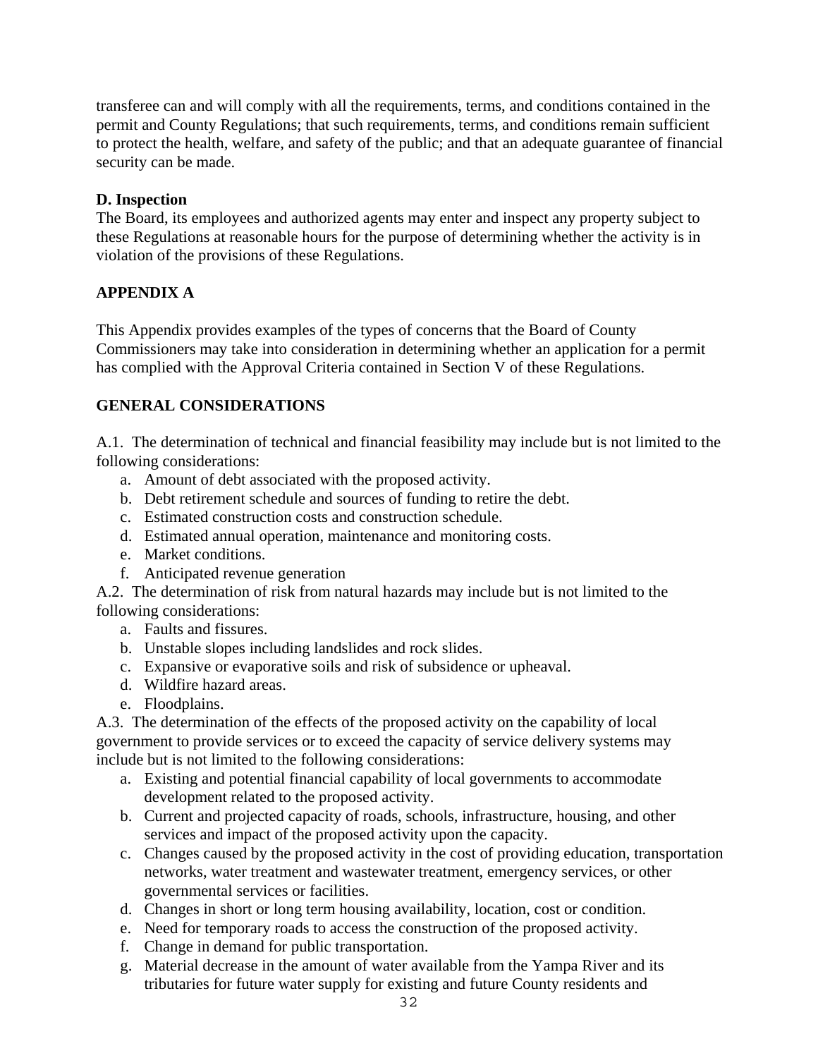transferee can and will comply with all the requirements, terms, and conditions contained in the permit and County Regulations; that such requirements, terms, and conditions remain sufficient to protect the health, welfare, and safety of the public; and that an adequate guarantee of financial security can be made.

**D. Inspection**
The Board, its employees and authorized agents may enter and inspect any property subject to these Regulations at reasonable hours for the purpose of determining whether the activity is in violation of the provisions of these Regulations.

## APPENDIX A

This Appendix provides examples of the types of concerns that the Board of County Commissioners may take into consideration in determining whether an application for a permit has complied with the Approval Criteria contained in Section V of these Regulations.

## GENERAL CONSIDERATIONS

A.1. The determination of technical and financial feasibility may include but is not limited to the following considerations:

a. Amount of debt associated with the proposed activity.
b. Debt retirement schedule and sources of funding to retire the debt.
c. Estimated construction costs and construction schedule.
d. Estimated annual operation, maintenance and monitoring costs.
e. Market conditions.
f. Anticipated revenue generation

A.2. The determination of risk from natural hazards may include but is not limited to the following considerations:

a. Faults and fissures.
b. Unstable slopes including landslides and rock slides.
c. Expansive or evaporative soils and risk of subsidence or upheaval.
d. Wildfire hazard areas.
e. Floodplains.

A.3. The determination of the effects of the proposed activity on the capability of local government to provide services or to exceed the capacity of service delivery systems may include but is not limited to the following considerations:

a. Existing and potential financial capability of local governments to accommodate development related to the proposed activity.
b. Current and projected capacity of roads, schools, infrastructure, housing, and other services and impact of the proposed activity upon the capacity.
c. Changes caused by the proposed activity in the cost of providing education, transportation networks, water treatment and wastewater treatment, emergency services, or other governmental services or facilities.
d. Changes in short or long term housing availability, location, cost or condition.
e. Need for temporary roads to access the construction of the proposed activity.
f. Change in demand for public transportation.
g. Material decrease in the amount of water available from the Yampa River and its tributaries for future water supply for existing and future County residents and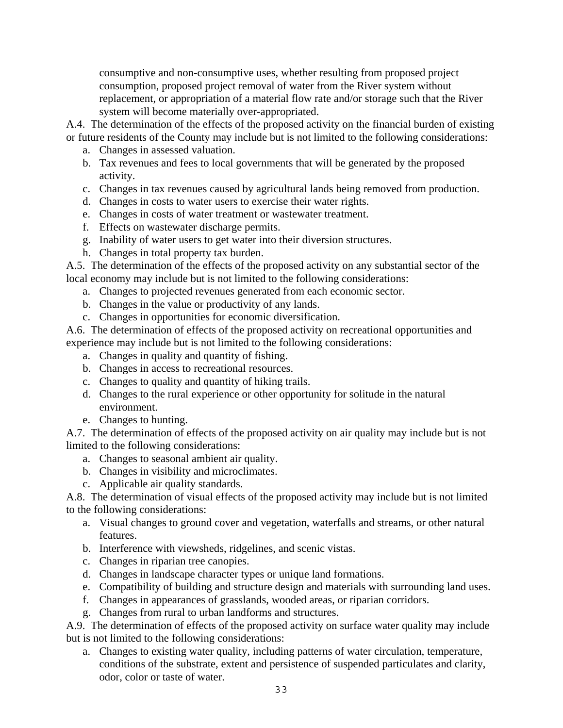consumptive and non-consumptive uses, whether resulting from proposed project consumption, proposed project removal of water from the River system without replacement, or appropriation of a material flow rate and/or storage such that the River system will become materially over-appropriated.

A.4. The determination of the effects of the proposed activity on the financial burden of existing or future residents of the County may include but is not limited to the following considerations:

a. Changes in assessed valuation.
b. Tax revenues and fees to local governments that will be generated by the proposed activity.
c. Changes in tax revenues caused by agricultural lands being removed from production.
d. Changes in costs to water users to exercise their water rights.
e. Changes in costs of water treatment or wastewater treatment.
f. Effects on wastewater discharge permits.
g. Inability of water users to get water into their diversion structures.
h. Changes in total property tax burden.

A.5. The determination of the effects of the proposed activity on any substantial sector of the local economy may include but is not limited to the following considerations:

a. Changes to projected revenues generated from each economic sector.
b. Changes in the value or productivity of any lands.
c. Changes in opportunities for economic diversification.

A.6. The determination of effects of the proposed activity on recreational opportunities and experience may include but is not limited to the following considerations:

a. Changes in quality and quantity of fishing.
b. Changes in access to recreational resources.
c. Changes to quality and quantity of hiking trails.
d. Changes to the rural experience or other opportunity for solitude in the natural environment.
e. Changes to hunting.

A.7. The determination of effects of the proposed activity on air quality may include but is not limited to the following considerations:

a. Changes to seasonal ambient air quality.
b. Changes in visibility and microclimates.
c. Applicable air quality standards.

A.8. The determination of visual effects of the proposed activity may include but is not limited to the following considerations:

a. Visual changes to ground cover and vegetation, waterfalls and streams, or other natural features.
b. Interference with viewsheds, ridgelines, and scenic vistas.
c. Changes in riparian tree canopies.
d. Changes in landscape character types or unique land formations.
e. Compatibility of building and structure design and materials with surrounding land uses.
f. Changes in appearances of grasslands, wooded areas, or riparian corridors.
g. Changes from rural to urban landforms and structures.

A.9. The determination of effects of the proposed activity on surface water quality may include but is not limited to the following considerations:

a. Changes to existing water quality, including patterns of water circulation, temperature, conditions of the substrate, extent and persistence of suspended particulates and clarity, odor, color or taste of water.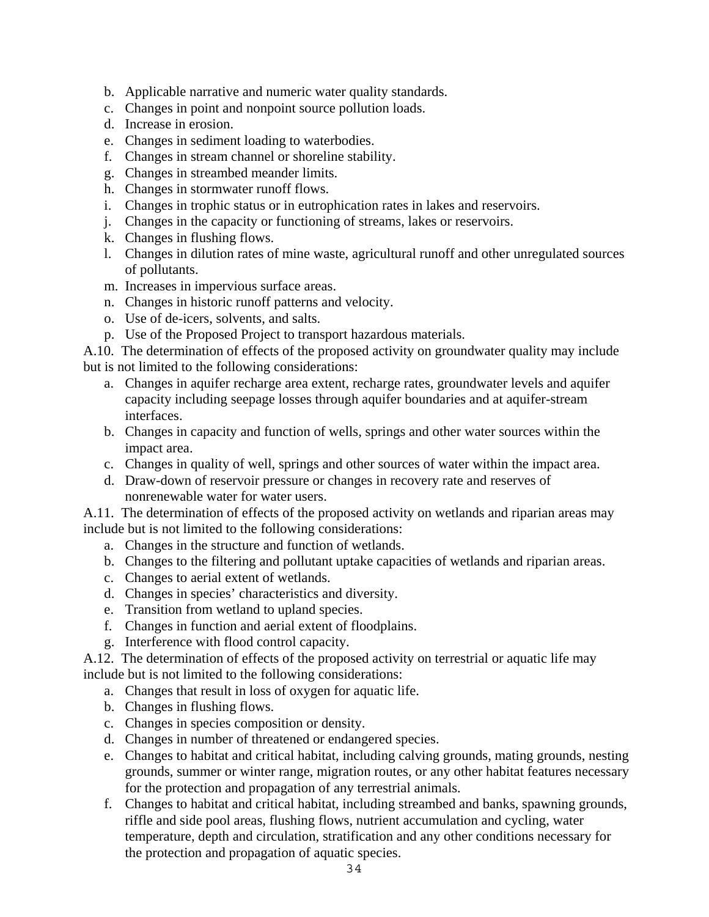b. Applicable narrative and numeric water quality standards.
c. Changes in point and nonpoint source pollution loads.
d. Increase in erosion.
e. Changes in sediment loading to waterbodies.
f. Changes in stream channel or shoreline stability.
g. Changes in streambed meander limits.
h. Changes in stormwater runoff flows.
i. Changes in trophic status or in eutrophication rates in lakes and reservoirs.
j. Changes in the capacity or functioning of streams, lakes or reservoirs.
k. Changes in flushing flows.
l. Changes in dilution rates of mine waste, agricultural runoff and other unregulated sources of pollutants.
m. Increases in impervious surface areas.
n. Changes in historic runoff patterns and velocity.
o. Use of de-icers, solvents, and salts.
p. Use of the Proposed Project to transport hazardous materials.

A.10. The determination of effects of the proposed activity on groundwater quality may include but is not limited to the following considerations:

a. Changes in aquifer recharge area extent, recharge rates, groundwater levels and aquifer capacity including seepage losses through aquifer boundaries and at aquifer-stream interfaces.
b. Changes in capacity and function of wells, springs and other water sources within the impact area.
c. Changes in quality of well, springs and other sources of water within the impact area.
d. Draw-down of reservoir pressure or changes in recovery rate and reserves of nonrenewable water for water users.

A.11. The determination of effects of the proposed activity on wetlands and riparian areas may include but is not limited to the following considerations:

a. Changes in the structure and function of wetlands.
b. Changes to the filtering and pollutant uptake capacities of wetlands and riparian areas.
c. Changes to aerial extent of wetlands.
d. Changes in species' characteristics and diversity.
e. Transition from wetland to upland species.
f. Changes in function and aerial extent of floodplains.
g. Interference with flood control capacity.

A.12. The determination of effects of the proposed activity on terrestrial or aquatic life may include but is not limited to the following considerations:

a. Changes that result in loss of oxygen for aquatic life.
b. Changes in flushing flows.
c. Changes in species composition or density.
d. Changes in number of threatened or endangered species.
e. Changes to habitat and critical habitat, including calving grounds, mating grounds, nesting grounds, summer or winter range, migration routes, or any other habitat features necessary for the protection and propagation of any terrestrial animals.
f. Changes to habitat and critical habitat, including streambed and banks, spawning grounds, riffle and side pool areas, flushing flows, nutrient accumulation and cycling, water temperature, depth and circulation, stratification and any other conditions necessary for the protection and propagation of aquatic species.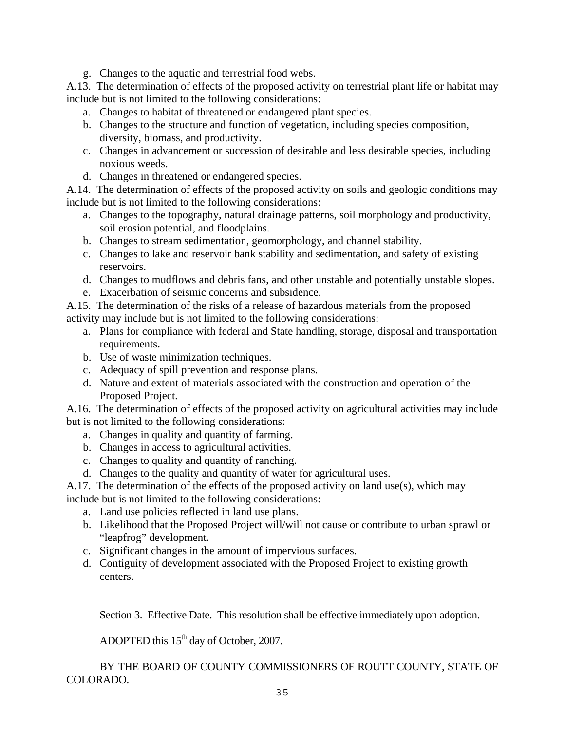g. Changes to the aquatic and terrestrial food webs.

A.13. The determination of effects of the proposed activity on terrestrial plant life or habitat may include but is not limited to the following considerations:

a. Changes to habitat of threatened or endangered plant species.
b. Changes to the structure and function of vegetation, including species composition, diversity, biomass, and productivity.
c. Changes in advancement or succession of desirable and less desirable species, including noxious weeds.
d. Changes in threatened or endangered species.

A.14. The determination of effects of the proposed activity on soils and geologic conditions may include but is not limited to the following considerations:

a. Changes to the topography, natural drainage patterns, soil morphology and productivity, soil erosion potential, and floodplains.
b. Changes to stream sedimentation, geomorphology, and channel stability.
c. Changes to lake and reservoir bank stability and sedimentation, and safety of existing reservoirs.
d. Changes to mudflows and debris fans, and other unstable and potentially unstable slopes.
e. Exacerbation of seismic concerns and subsidence.

A.15. The determination of the risks of a release of hazardous materials from the proposed activity may include but is not limited to the following considerations:

a. Plans for compliance with federal and State handling, storage, disposal and transportation requirements.
b. Use of waste minimization techniques.
c. Adequacy of spill prevention and response plans.
d. Nature and extent of materials associated with the construction and operation of the Proposed Project.

A.16. The determination of effects of the proposed activity on agricultural activities may include but is not limited to the following considerations:

a. Changes in quality and quantity of farming.
b. Changes in access to agricultural activities.
c. Changes to quality and quantity of ranching.
d. Changes to the quality and quantity of water for agricultural uses.

A.17. The determination of the effects of the proposed activity on land use(s), which may include but is not limited to the following considerations:

a. Land use policies reflected in land use plans.
b. Likelihood that the Proposed Project will/will not cause or contribute to urban sprawl or "leapfrog" development.
c. Significant changes in the amount of impervious surfaces.
d. Contiguity of development associated with the Proposed Project to existing growth centers.

Section 3. Effective Date. This resolution shall be effective immediately upon adoption.

ADOPTED this 15th day of October, 2007.

BY THE BOARD OF COUNTY COMMISSIONERS OF ROUTT COUNTY, STATE OF COLORADO.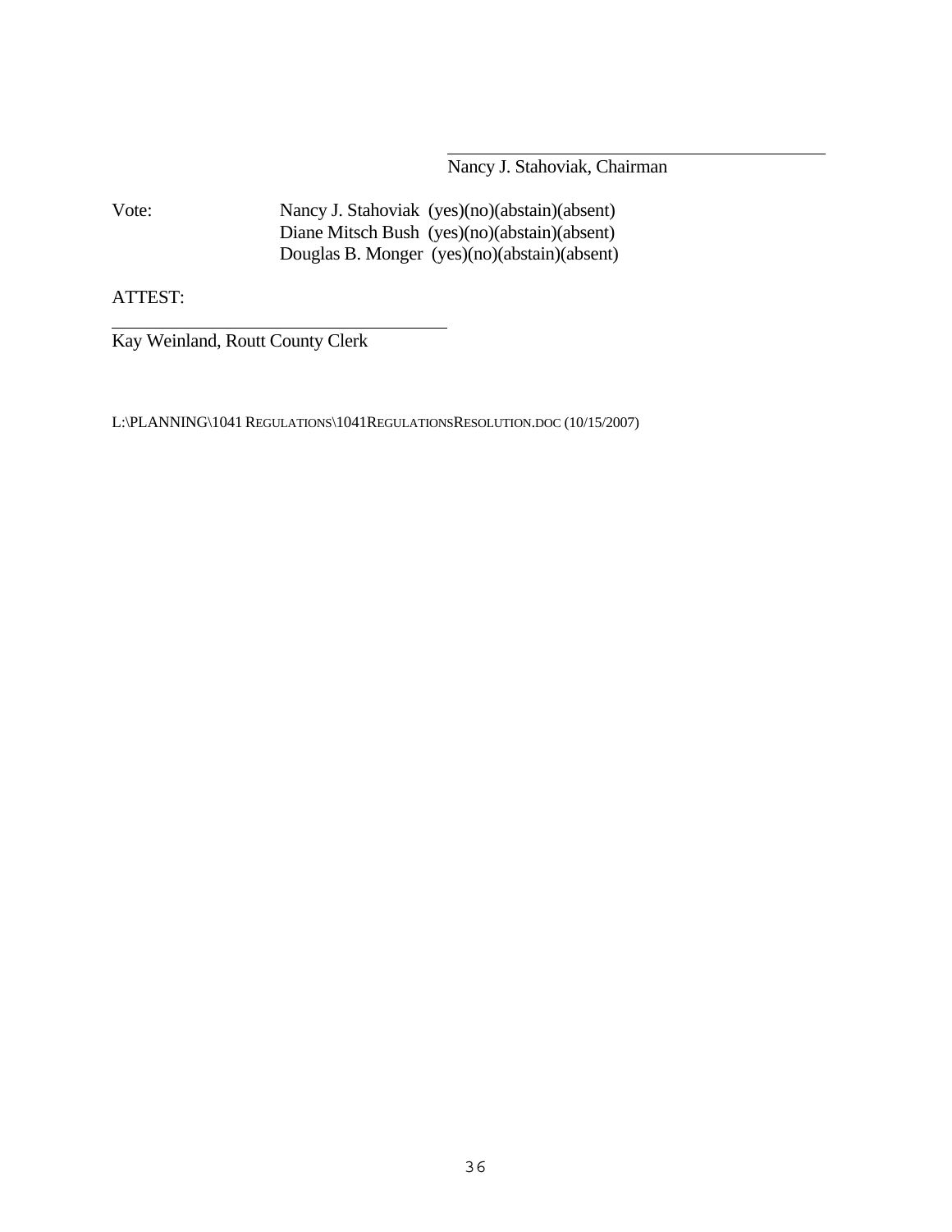\_\_\_\_\_\_\_\_\_\_\_\_\_\_\_\_\_\_\_\_\_\_\_\_\_\_\_\_\_\_\_\_\_\_\_\_\_\_\_\_

Nancy J. Stahoviak, Chairman

Vote: Nancy J. Stahoviak (yes)(no)(abstain)(absent)
Diane Mitsch Bush (yes)(no)(abstain)(absent)
Douglas B. Monger (yes)(no)(abstain)(absent)

ATTEST:

\_\_\_\_\_\_\_\_\_\_\_\_\_\_\_\_\_\_\_\_\_\_\_\_\_\_\_\_\_\_\_\_\_\_\_\_\_\_\_\_

Kay Weinland, Routt County Clerk

L:\PLANNING\1041 REGULATIONS\1041REGULATIONSRESOLUTION.DOC (10/15/2007)